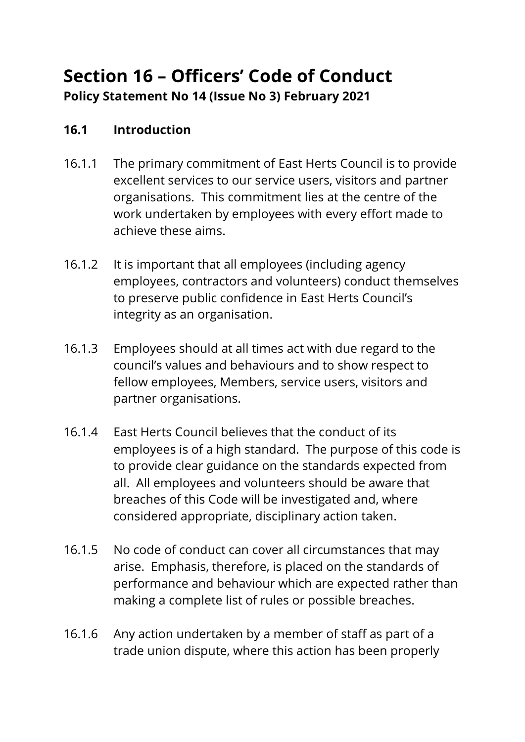# Section 16 – Officers' Code of Conduct

**Policy Statement No 14 (Issue No 3) February 2021**

## 16.1 Introduction

16.1.1 The primary commitment of East Herts Council is to provide excellent services to our service users, visitors and partner organisations. This commitment lies at the centre of the work undertaken by employees with every effort made to achieve these aims.

16.1.2 It is important that all employees (including agency employees, contractors and volunteers) conduct themselves to preserve public confidence in East Herts Council's integrity as an organisation.

16.1.3 Employees should at all times act with due regard to the council's values and behaviours and to show respect to fellow employees, Members, service users, visitors and partner organisations.

16.1.4 East Herts Council believes that the conduct of its employees is of a high standard. The purpose of this code is to provide clear guidance on the standards expected from all. All employees and volunteers should be aware that breaches of this Code will be investigated and, where considered appropriate, disciplinary action taken.

16.1.5 No code of conduct can cover all circumstances that may arise. Emphasis, therefore, is placed on the standards of performance and behaviour which are expected rather than making a complete list of rules or possible breaches.

16.1.6 Any action undertaken by a member of staff as part of a trade union dispute, where this action has been properly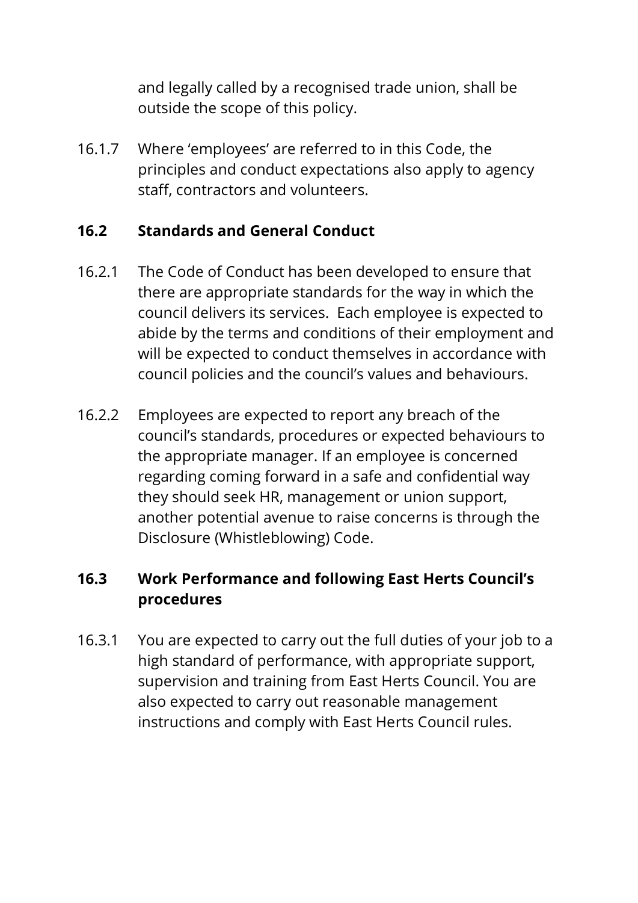and legally called by a recognised trade union, shall be outside the scope of this policy.

16.1.7 Where 'employees' are referred to in this Code, the principles and conduct expectations also apply to agency staff, contractors and volunteers.

## 16.2 Standards and General Conduct

16.2.1 The Code of Conduct has been developed to ensure that there are appropriate standards for the way in which the council delivers its services. Each employee is expected to abide by the terms and conditions of their employment and will be expected to conduct themselves in accordance with council policies and the council's values and behaviours.

16.2.2 Employees are expected to report any breach of the council's standards, procedures or expected behaviours to the appropriate manager. If an employee is concerned regarding coming forward in a safe and confidential way they should seek HR, management or union support, another potential avenue to raise concerns is through the Disclosure (Whistleblowing) Code.

## 16.3 Work Performance and following East Herts Council's procedures

16.3.1 You are expected to carry out the full duties of your job to a high standard of performance, with appropriate support, supervision and training from East Herts Council. You are also expected to carry out reasonable management instructions and comply with East Herts Council rules.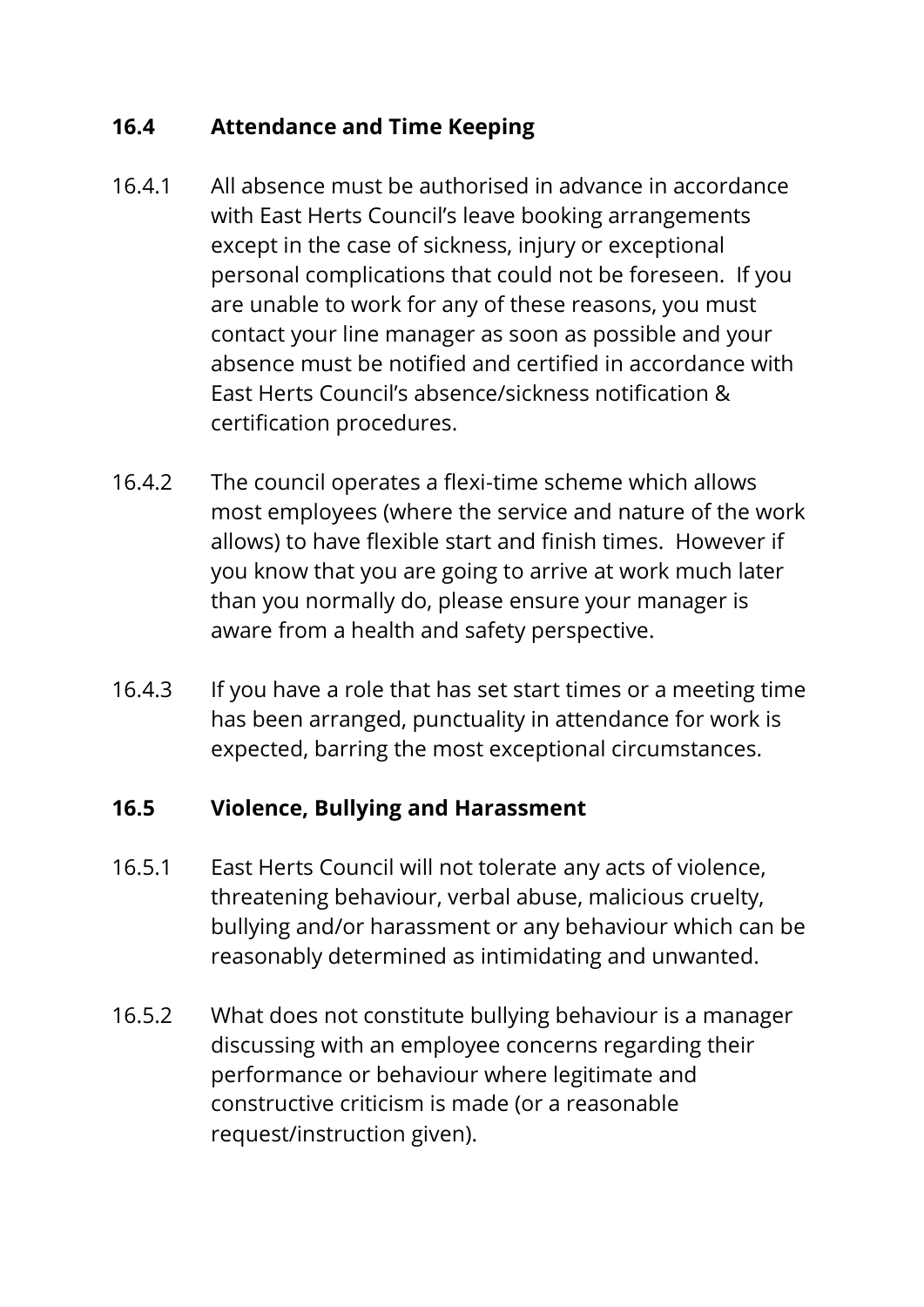## 16.4 Attendance and Time Keeping

16.4.1 All absence must be authorised in advance in accordance with East Herts Council's leave booking arrangements except in the case of sickness, injury or exceptional personal complications that could not be foreseen. If you are unable to work for any of these reasons, you must contact your line manager as soon as possible and your absence must be notified and certified in accordance with East Herts Council's absence/sickness notification & certification procedures.

16.4.2 The council operates a flexi-time scheme which allows most employees (where the service and nature of the work allows) to have flexible start and finish times. However if you know that you are going to arrive at work much later than you normally do, please ensure your manager is aware from a health and safety perspective.

16.4.3 If you have a role that has set start times or a meeting time has been arranged, punctuality in attendance for work is expected, barring the most exceptional circumstances.

## 16.5 Violence, Bullying and Harassment

16.5.1 East Herts Council will not tolerate any acts of violence, threatening behaviour, verbal abuse, malicious cruelty, bullying and/or harassment or any behaviour which can be reasonably determined as intimidating and unwanted.

16.5.2 What does not constitute bullying behaviour is a manager discussing with an employee concerns regarding their performance or behaviour where legitimate and constructive criticism is made (or a reasonable request/instruction given).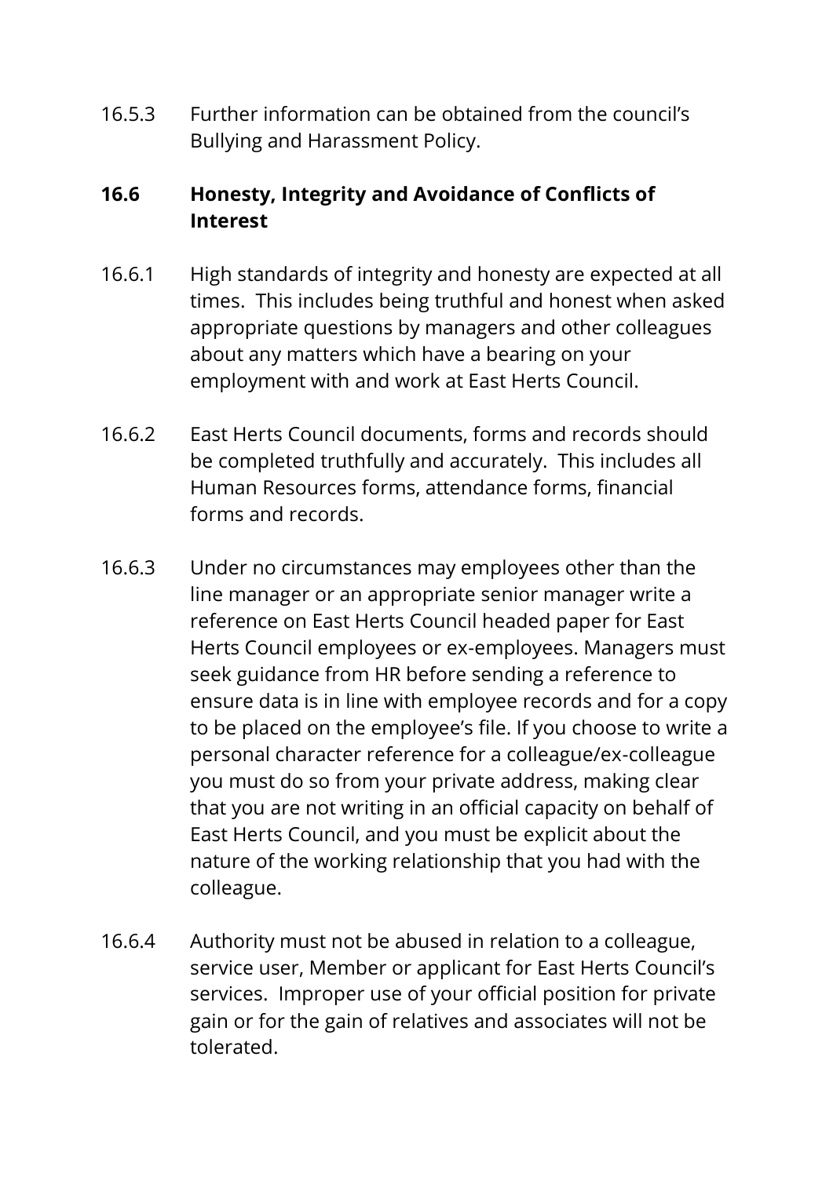16.5.3 Further information can be obtained from the council's Bullying and Harassment Policy.

## 16.6 Honesty, Integrity and Avoidance of Conflicts of Interest

16.6.1 High standards of integrity and honesty are expected at all times. This includes being truthful and honest when asked appropriate questions by managers and other colleagues about any matters which have a bearing on your employment with and work at East Herts Council.

16.6.2 East Herts Council documents, forms and records should be completed truthfully and accurately. This includes all Human Resources forms, attendance forms, financial forms and records.

16.6.3 Under no circumstances may employees other than the line manager or an appropriate senior manager write a reference on East Herts Council headed paper for East Herts Council employees or ex-employees. Managers must seek guidance from HR before sending a reference to ensure data is in line with employee records and for a copy to be placed on the employee's file. If you choose to write a personal character reference for a colleague/ex-colleague you must do so from your private address, making clear that you are not writing in an official capacity on behalf of East Herts Council, and you must be explicit about the nature of the working relationship that you had with the colleague.

16.6.4 Authority must not be abused in relation to a colleague, service user, Member or applicant for East Herts Council's services. Improper use of your official position for private gain or for the gain of relatives and associates will not be tolerated.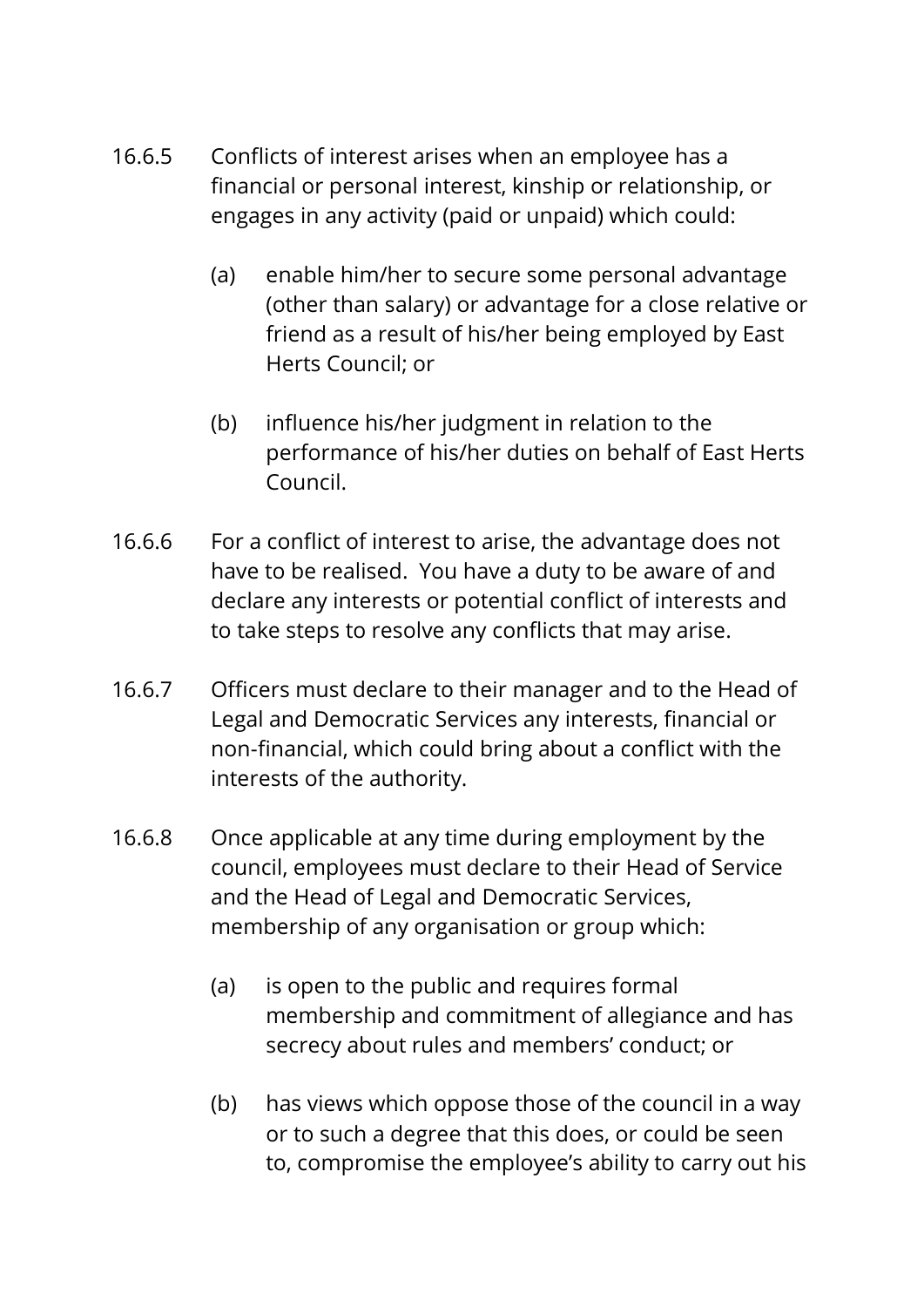16.6.5 Conflicts of interest arises when an employee has a financial or personal interest, kinship or relationship, or engages in any activity (paid or unpaid) which could:

(a) enable him/her to secure some personal advantage (other than salary) or advantage for a close relative or friend as a result of his/her being employed by East Herts Council; or

(b) influence his/her judgment in relation to the performance of his/her duties on behalf of East Herts Council.

16.6.6 For a conflict of interest to arise, the advantage does not have to be realised. You have a duty to be aware of and declare any interests or potential conflict of interests and to take steps to resolve any conflicts that may arise.

16.6.7 Officers must declare to their manager and to the Head of Legal and Democratic Services any interests, financial or non-financial, which could bring about a conflict with the interests of the authority.

16.6.8 Once applicable at any time during employment by the council, employees must declare to their Head of Service and the Head of Legal and Democratic Services, membership of any organisation or group which:

(a) is open to the public and requires formal membership and commitment of allegiance and has secrecy about rules and members' conduct; or

(b) has views which oppose those of the council in a way or to such a degree that this does, or could be seen to, compromise the employee's ability to carry out his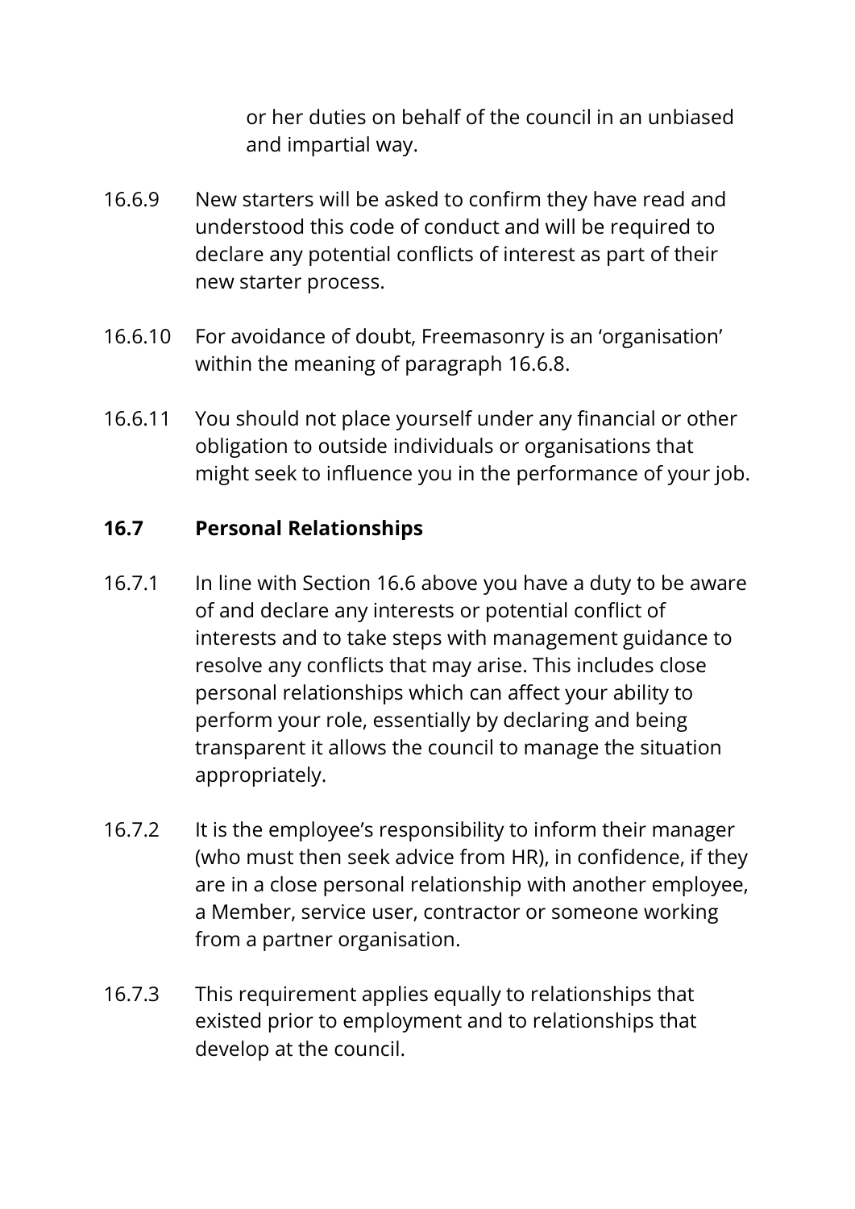or her duties on behalf of the council in an unbiased and impartial way.

16.6.9 New starters will be asked to confirm they have read and understood this code of conduct and will be required to declare any potential conflicts of interest as part of their new starter process.

16.6.10 For avoidance of doubt, Freemasonry is an 'organisation' within the meaning of paragraph 16.6.8.

16.6.11 You should not place yourself under any financial or other obligation to outside individuals or organisations that might seek to influence you in the performance of your job.

### 16.7 Personal Relationships

16.7.1 In line with Section 16.6 above you have a duty to be aware of and declare any interests or potential conflict of interests and to take steps with management guidance to resolve any conflicts that may arise. This includes close personal relationships which can affect your ability to perform your role, essentially by declaring and being transparent it allows the council to manage the situation appropriately.

16.7.2 It is the employee's responsibility to inform their manager (who must then seek advice from HR), in confidence, if they are in a close personal relationship with another employee, a Member, service user, contractor or someone working from a partner organisation.

16.7.3 This requirement applies equally to relationships that existed prior to employment and to relationships that develop at the council.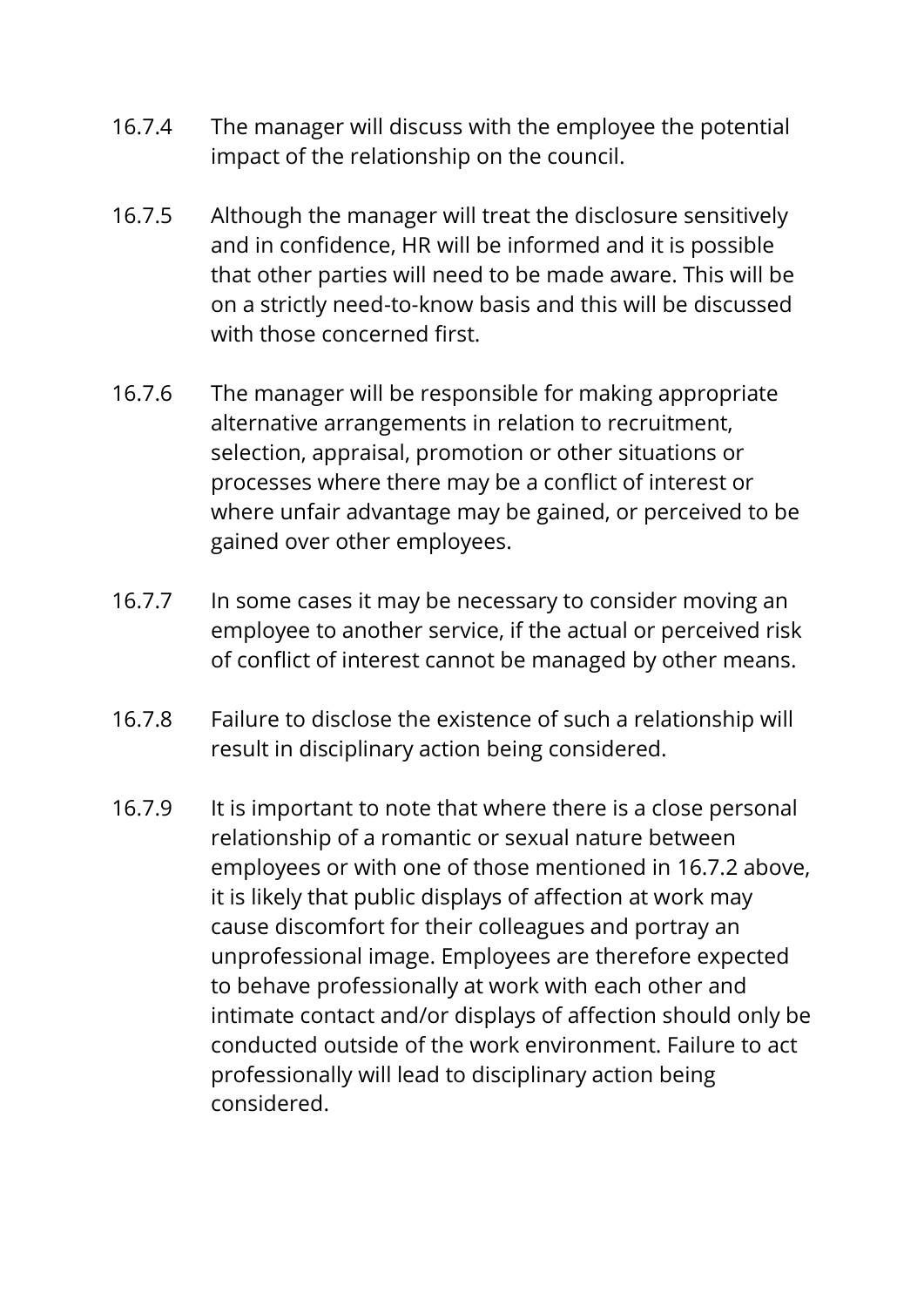16.7.4 The manager will discuss with the employee the potential impact of the relationship on the council.

16.7.5 Although the manager will treat the disclosure sensitively and in confidence, HR will be informed and it is possible that other parties will need to be made aware. This will be on a strictly need-to-know basis and this will be discussed with those concerned first.

16.7.6 The manager will be responsible for making appropriate alternative arrangements in relation to recruitment, selection, appraisal, promotion or other situations or processes where there may be a conflict of interest or where unfair advantage may be gained, or perceived to be gained over other employees.

16.7.7 In some cases it may be necessary to consider moving an employee to another service, if the actual or perceived risk of conflict of interest cannot be managed by other means.

16.7.8 Failure to disclose the existence of such a relationship will result in disciplinary action being considered.

16.7.9 It is important to note that where there is a close personal relationship of a romantic or sexual nature between employees or with one of those mentioned in 16.7.2 above, it is likely that public displays of affection at work may cause discomfort for their colleagues and portray an unprofessional image. Employees are therefore expected to behave professionally at work with each other and intimate contact and/or displays of affection should only be conducted outside of the work environment. Failure to act professionally will lead to disciplinary action being considered.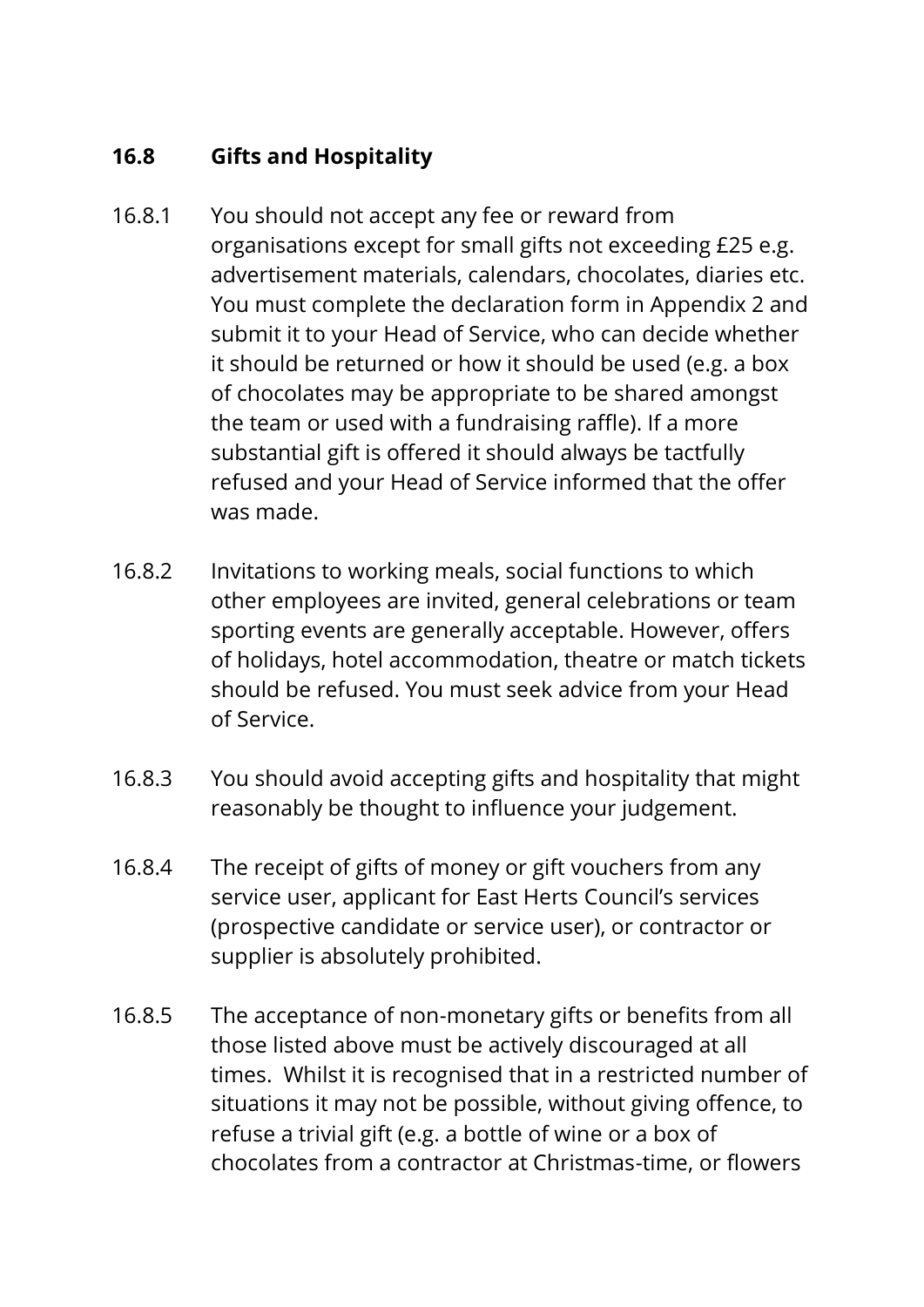## 16.8 Gifts and Hospitality

16.8.1 You should not accept any fee or reward from organisations except for small gifts not exceeding £25 e.g. advertisement materials, calendars, chocolates, diaries etc. You must complete the declaration form in Appendix 2 and submit it to your Head of Service, who can decide whether it should be returned or how it should be used (e.g. a box of chocolates may be appropriate to be shared amongst the team or used with a fundraising raffle). If a more substantial gift is offered it should always be tactfully refused and your Head of Service informed that the offer was made.

16.8.2 Invitations to working meals, social functions to which other employees are invited, general celebrations or team sporting events are generally acceptable. However, offers of holidays, hotel accommodation, theatre or match tickets should be refused. You must seek advice from your Head of Service.

16.8.3 You should avoid accepting gifts and hospitality that might reasonably be thought to influence your judgement.

16.8.4 The receipt of gifts of money or gift vouchers from any service user, applicant for East Herts Council's services (prospective candidate or service user), or contractor or supplier is absolutely prohibited.

16.8.5 The acceptance of non-monetary gifts or benefits from all those listed above must be actively discouraged at all times. Whilst it is recognised that in a restricted number of situations it may not be possible, without giving offence, to refuse a trivial gift (e.g. a bottle of wine or a box of chocolates from a contractor at Christmas-time, or flowers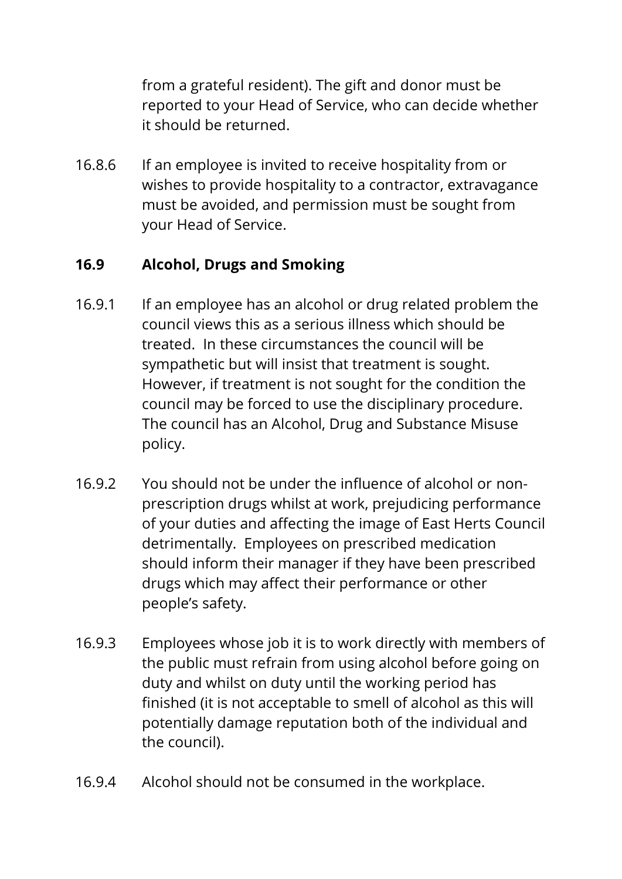from a grateful resident). The gift and donor must be reported to your Head of Service, who can decide whether it should be returned.

16.8.6 If an employee is invited to receive hospitality from or wishes to provide hospitality to a contractor, extravagance must be avoided, and permission must be sought from your Head of Service.

### 16.9 Alcohol, Drugs and Smoking

16.9.1 If an employee has an alcohol or drug related problem the council views this as a serious illness which should be treated. In these circumstances the council will be sympathetic but will insist that treatment is sought. However, if treatment is not sought for the condition the council may be forced to use the disciplinary procedure. The council has an Alcohol, Drug and Substance Misuse policy.

16.9.2 You should not be under the influence of alcohol or non-prescription drugs whilst at work, prejudicing performance of your duties and affecting the image of East Herts Council detrimentally. Employees on prescribed medication should inform their manager if they have been prescribed drugs which may affect their performance or other people's safety.

16.9.3 Employees whose job it is to work directly with members of the public must refrain from using alcohol before going on duty and whilst on duty until the working period has finished (it is not acceptable to smell of alcohol as this will potentially damage reputation both of the individual and the council).

16.9.4 Alcohol should not be consumed in the workplace.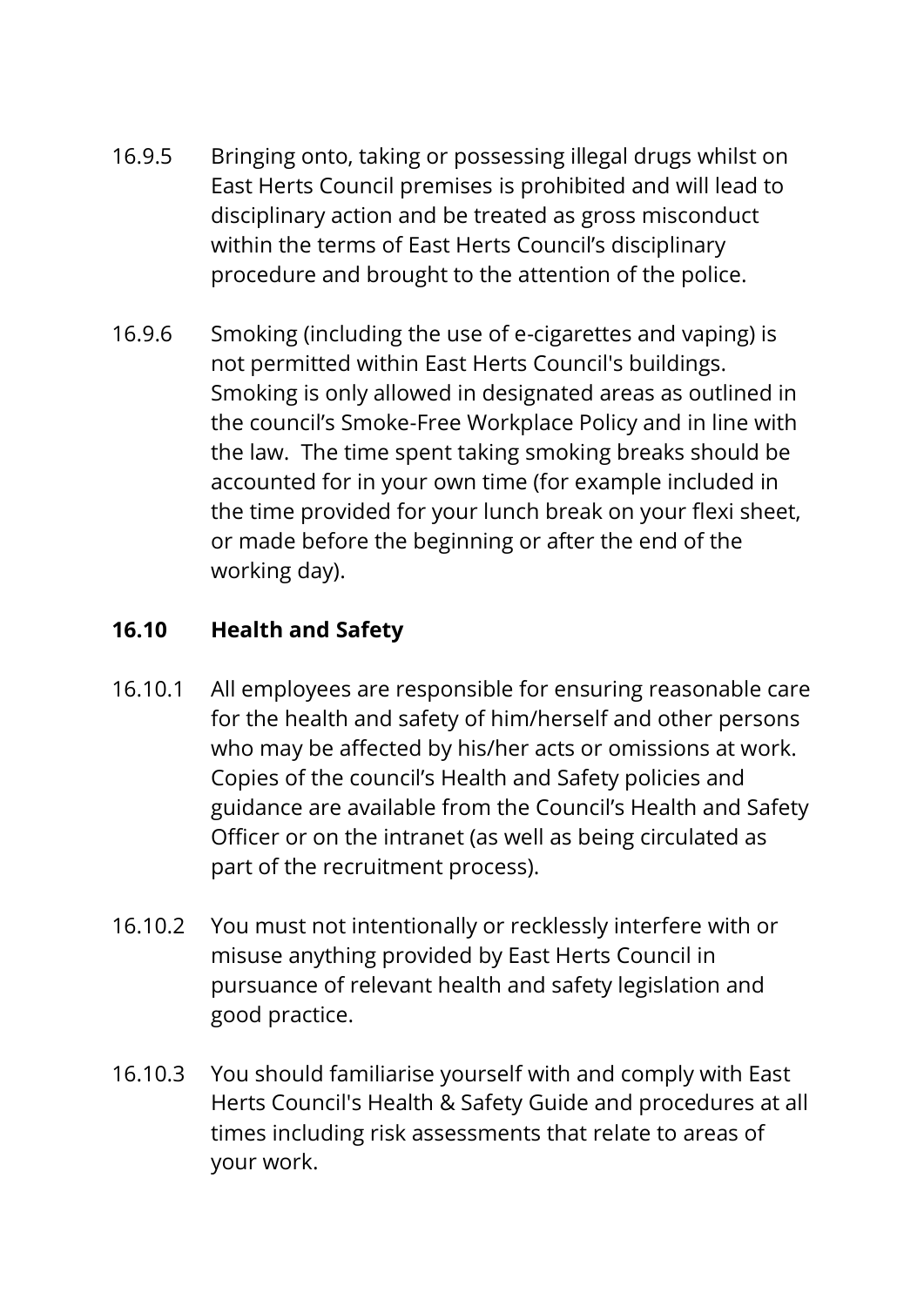16.9.5 Bringing onto, taking or possessing illegal drugs whilst on East Herts Council premises is prohibited and will lead to disciplinary action and be treated as gross misconduct within the terms of East Herts Council's disciplinary procedure and brought to the attention of the police.

16.9.6 Smoking (including the use of e-cigarettes and vaping) is not permitted within East Herts Council's buildings. Smoking is only allowed in designated areas as outlined in the council's Smoke-Free Workplace Policy and in line with the law. The time spent taking smoking breaks should be accounted for in your own time (for example included in the time provided for your lunch break on your flexi sheet, or made before the beginning or after the end of the working day).

### 16.10 Health and Safety

16.10.1 All employees are responsible for ensuring reasonable care for the health and safety of him/herself and other persons who may be affected by his/her acts or omissions at work. Copies of the council's Health and Safety policies and guidance are available from the Council's Health and Safety Officer or on the intranet (as well as being circulated as part of the recruitment process).

16.10.2 You must not intentionally or recklessly interfere with or misuse anything provided by East Herts Council in pursuance of relevant health and safety legislation and good practice.

16.10.3 You should familiarise yourself with and comply with East Herts Council's Health & Safety Guide and procedures at all times including risk assessments that relate to areas of your work.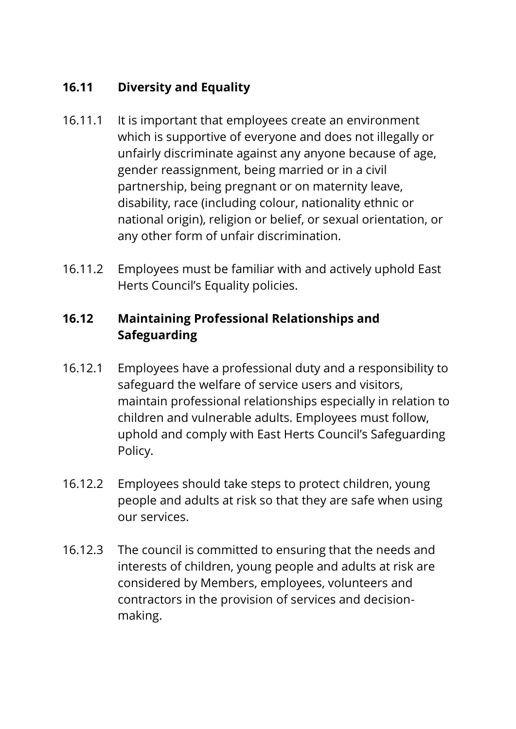### 16.11 Diversity and Equality

16.11.1 It is important that employees create an environment which is supportive of everyone and does not illegally or unfairly discriminate against any anyone because of age, gender reassignment, being married or in a civil partnership, being pregnant or on maternity leave, disability, race (including colour, nationality ethnic or national origin), religion or belief, or sexual orientation, or any other form of unfair discrimination.

16.11.2 Employees must be familiar with and actively uphold East Herts Council's Equality policies.

### 16.12 Maintaining Professional Relationships and Safeguarding

16.12.1 Employees have a professional duty and a responsibility to safeguard the welfare of service users and visitors, maintain professional relationships especially in relation to children and vulnerable adults. Employees must follow, uphold and comply with East Herts Council's Safeguarding Policy.

16.12.2 Employees should take steps to protect children, young people and adults at risk so that they are safe when using our services.

16.12.3 The council is committed to ensuring that the needs and interests of children, young people and adults at risk are considered by Members, employees, volunteers and contractors in the provision of services and decision-making.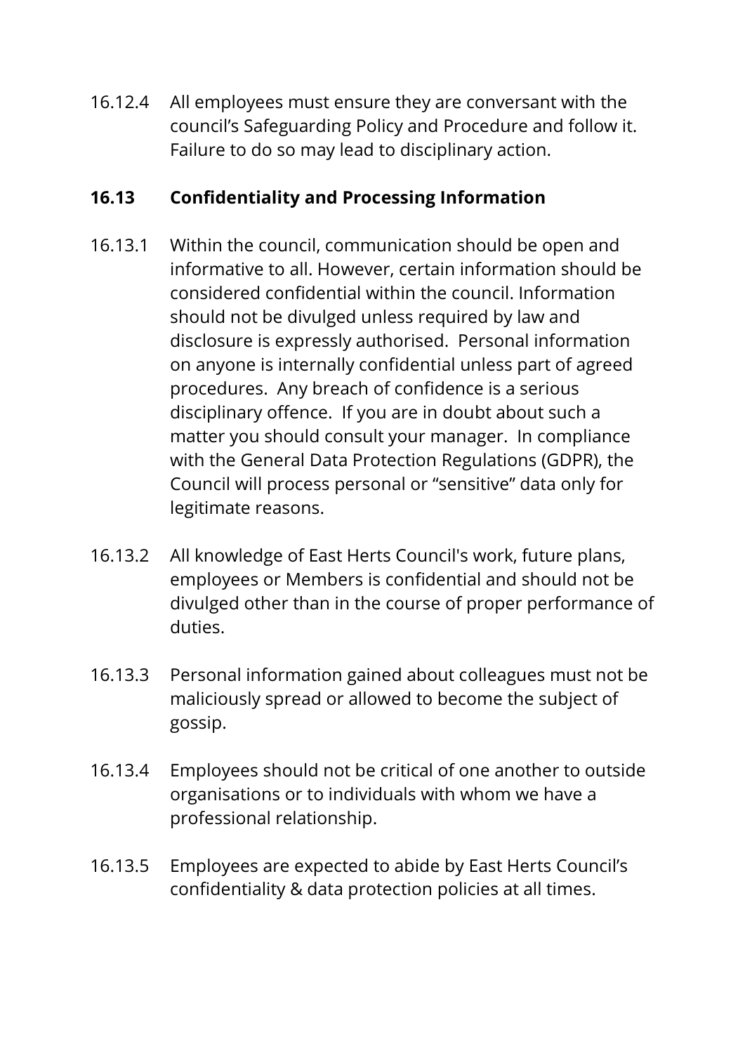16.12.4 All employees must ensure they are conversant with the council's Safeguarding Policy and Procedure and follow it. Failure to do so may lead to disciplinary action.

## 16.13 Confidentiality and Processing Information

16.13.1 Within the council, communication should be open and informative to all. However, certain information should be considered confidential within the council. Information should not be divulged unless required by law and disclosure is expressly authorised. Personal information on anyone is internally confidential unless part of agreed procedures. Any breach of confidence is a serious disciplinary offence. If you are in doubt about such a matter you should consult your manager. In compliance with the General Data Protection Regulations (GDPR), the Council will process personal or "sensitive" data only for legitimate reasons.

16.13.2 All knowledge of East Herts Council's work, future plans, employees or Members is confidential and should not be divulged other than in the course of proper performance of duties.

16.13.3 Personal information gained about colleagues must not be maliciously spread or allowed to become the subject of gossip.

16.13.4 Employees should not be critical of one another to outside organisations or to individuals with whom we have a professional relationship.

16.13.5 Employees are expected to abide by East Herts Council's confidentiality & data protection policies at all times.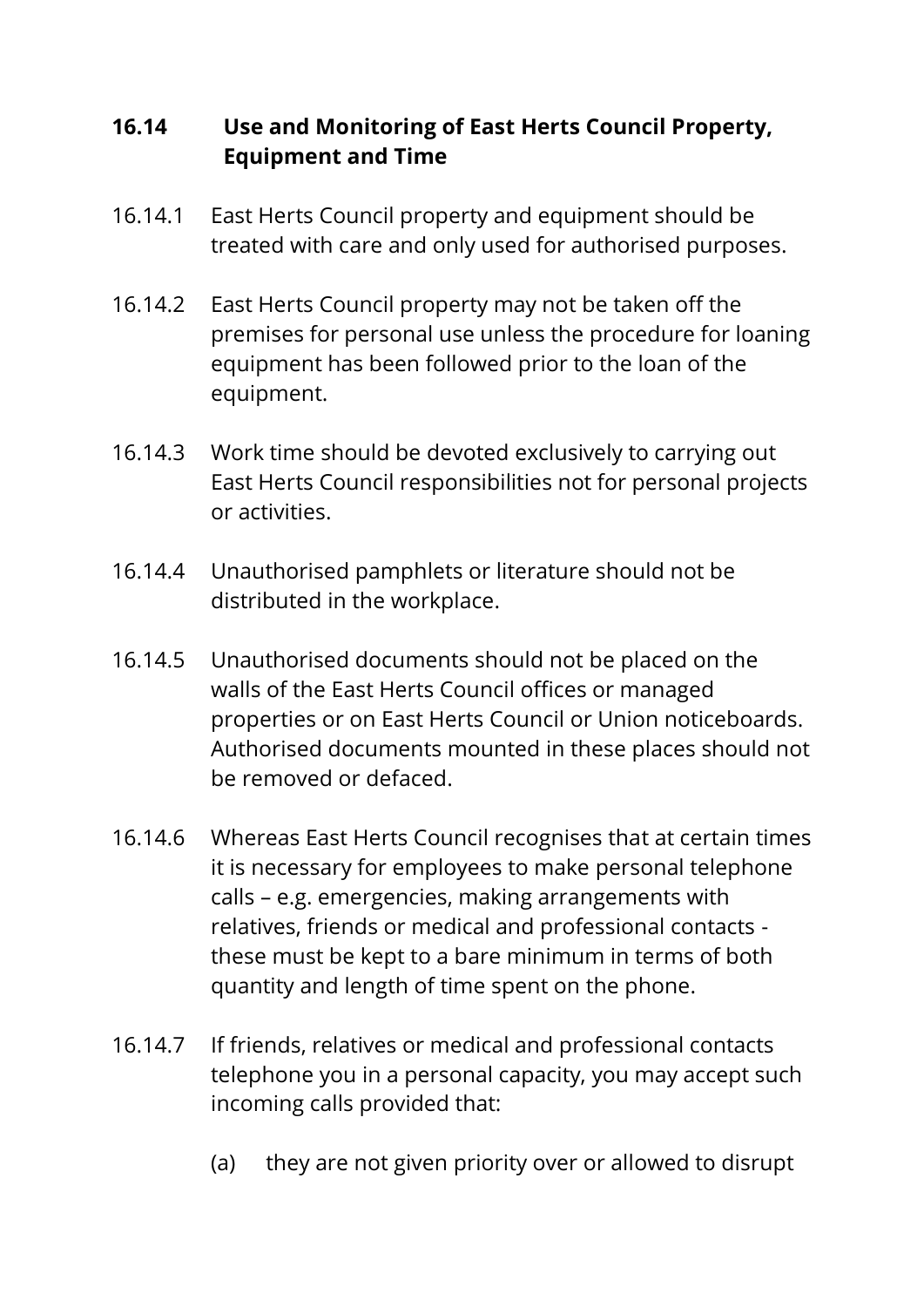## 16.14 Use and Monitoring of East Herts Council Property, Equipment and Time

16.14.1 East Herts Council property and equipment should be treated with care and only used for authorised purposes.

16.14.2 East Herts Council property may not be taken off the premises for personal use unless the procedure for loaning equipment has been followed prior to the loan of the equipment.

16.14.3 Work time should be devoted exclusively to carrying out East Herts Council responsibilities not for personal projects or activities.

16.14.4 Unauthorised pamphlets or literature should not be distributed in the workplace.

16.14.5 Unauthorised documents should not be placed on the walls of the East Herts Council offices or managed properties or on East Herts Council or Union noticeboards. Authorised documents mounted in these places should not be removed or defaced.

16.14.6 Whereas East Herts Council recognises that at certain times it is necessary for employees to make personal telephone calls – e.g. emergencies, making arrangements with relatives, friends or medical and professional contacts - these must be kept to a bare minimum in terms of both quantity and length of time spent on the phone.

16.14.7 If friends, relatives or medical and professional contacts telephone you in a personal capacity, you may accept such incoming calls provided that:

(a) they are not given priority over or allowed to disrupt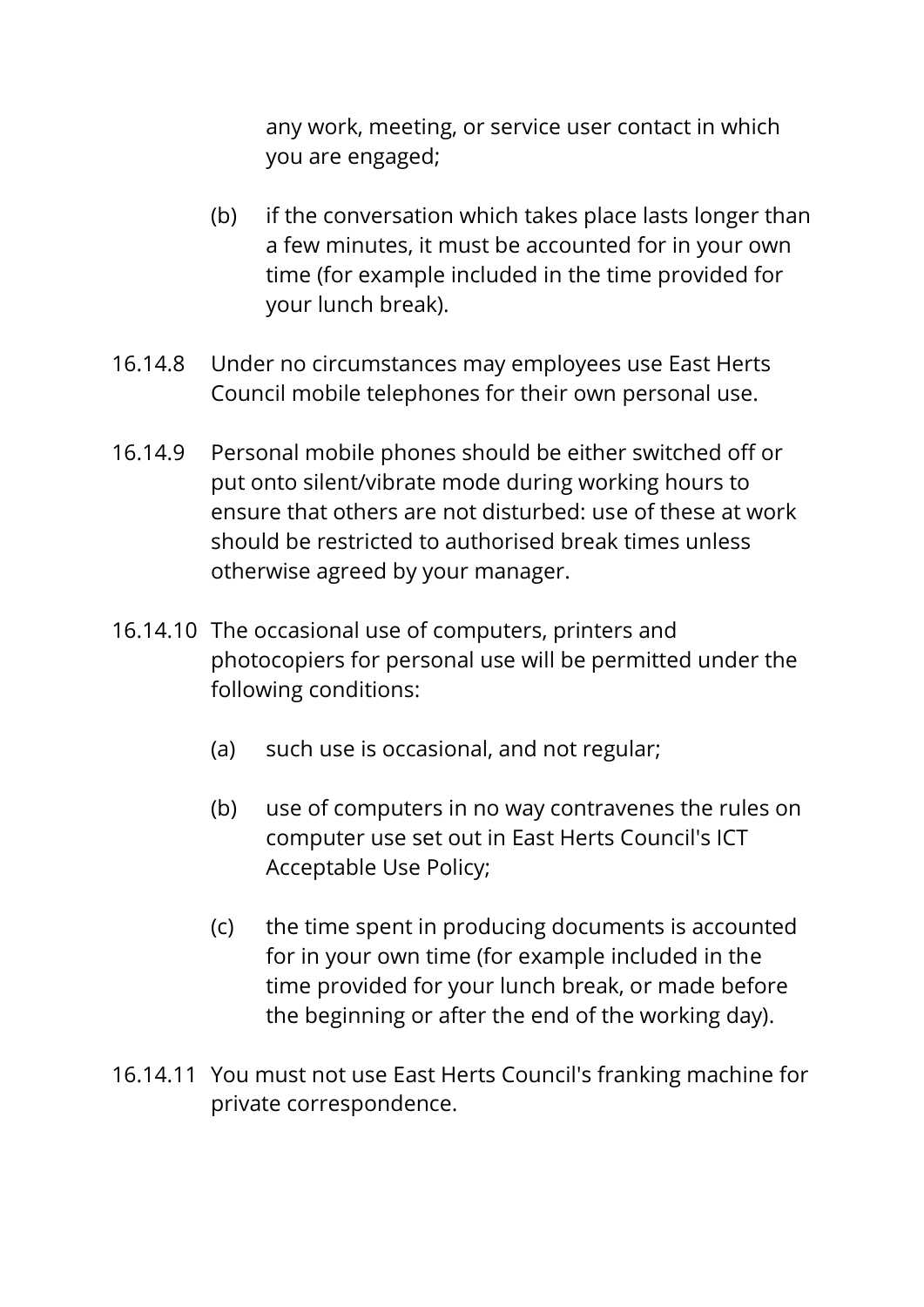any work, meeting, or service user contact in which you are engaged;

(b) if the conversation which takes place lasts longer than a few minutes, it must be accounted for in your own time (for example included in the time provided for your lunch break).

16.14.8 Under no circumstances may employees use East Herts Council mobile telephones for their own personal use.

16.14.9 Personal mobile phones should be either switched off or put onto silent/vibrate mode during working hours to ensure that others are not disturbed: use of these at work should be restricted to authorised break times unless otherwise agreed by your manager.

16.14.10 The occasional use of computers, printers and photocopiers for personal use will be permitted under the following conditions:

(a) such use is occasional, and not regular;

(b) use of computers in no way contravenes the rules on computer use set out in East Herts Council's ICT Acceptable Use Policy;

(c) the time spent in producing documents is accounted for in your own time (for example included in the time provided for your lunch break, or made before the beginning or after the end of the working day).

16.14.11 You must not use East Herts Council's franking machine for private correspondence.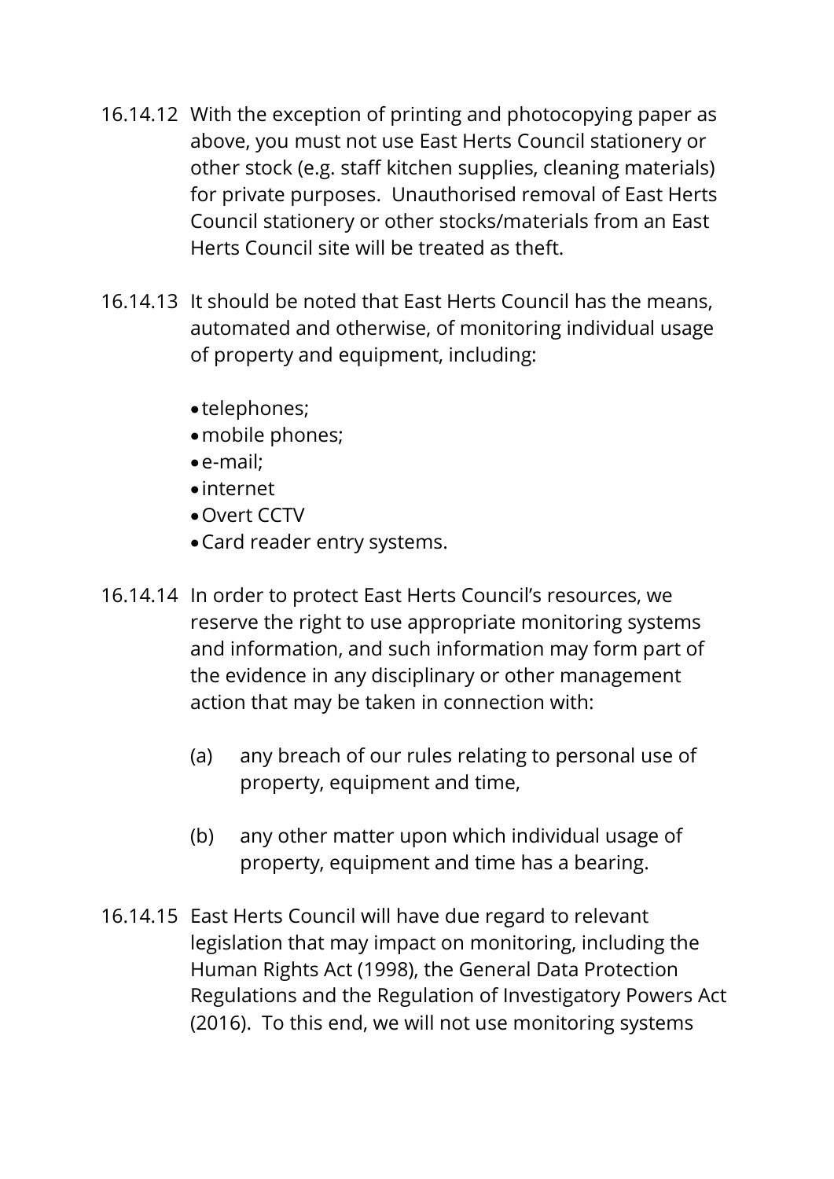16.14.12 With the exception of printing and photocopying paper as above, you must not use East Herts Council stationery or other stock (e.g. staff kitchen supplies, cleaning materials) for private purposes. Unauthorised removal of East Herts Council stationery or other stocks/materials from an East Herts Council site will be treated as theft.

16.14.13 It should be noted that East Herts Council has the means, automated and otherwise, of monitoring individual usage of property and equipment, including:

- telephones;
- mobile phones;
- e-mail;
- internet
- Overt CCTV
- Card reader entry systems.

16.14.14 In order to protect East Herts Council's resources, we reserve the right to use appropriate monitoring systems and information, and such information may form part of the evidence in any disciplinary or other management action that may be taken in connection with:

(a) any breach of our rules relating to personal use of property, equipment and time,

(b) any other matter upon which individual usage of property, equipment and time has a bearing.

16.14.15 East Herts Council will have due regard to relevant legislation that may impact on monitoring, including the Human Rights Act (1998), the General Data Protection Regulations and the Regulation of Investigatory Powers Act (2016). To this end, we will not use monitoring systems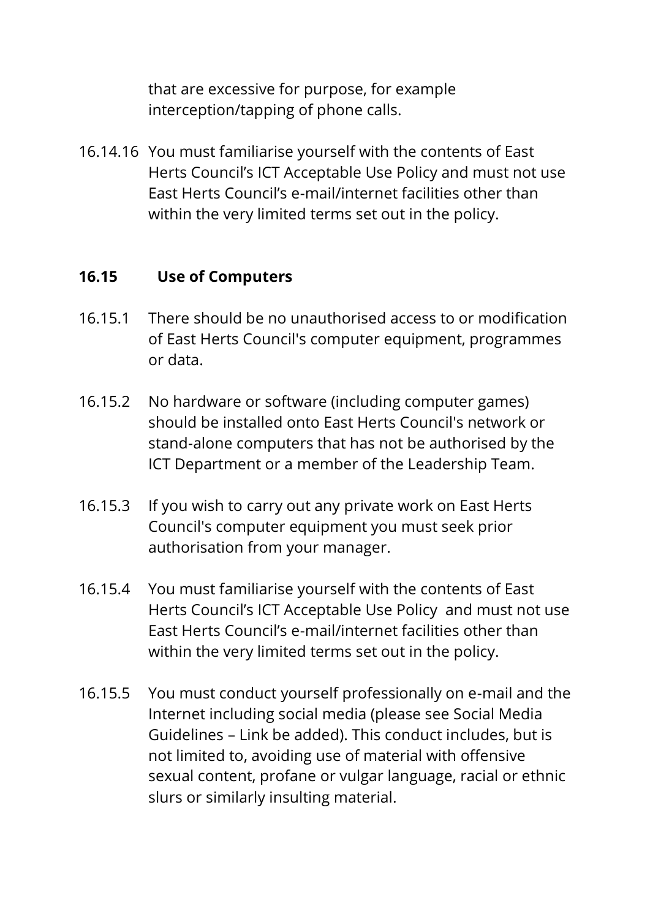that are excessive for purpose, for example interception/tapping of phone calls.

16.14.16 You must familiarise yourself with the contents of East Herts Council's ICT Acceptable Use Policy and must not use East Herts Council's e-mail/internet facilities other than within the very limited terms set out in the policy.

## 16.15 Use of Computers

16.15.1 There should be no unauthorised access to or modification of East Herts Council's computer equipment, programmes or data.

16.15.2 No hardware or software (including computer games) should be installed onto East Herts Council's network or stand-alone computers that has not be authorised by the ICT Department or a member of the Leadership Team.

16.15.3 If you wish to carry out any private work on East Herts Council's computer equipment you must seek prior authorisation from your manager.

16.15.4 You must familiarise yourself with the contents of East Herts Council's ICT Acceptable Use Policy and must not use East Herts Council's e-mail/internet facilities other than within the very limited terms set out in the policy.

16.15.5 You must conduct yourself professionally on e-mail and the Internet including social media (please see Social Media Guidelines – Link be added). This conduct includes, but is not limited to, avoiding use of material with offensive sexual content, profane or vulgar language, racial or ethnic slurs or similarly insulting material.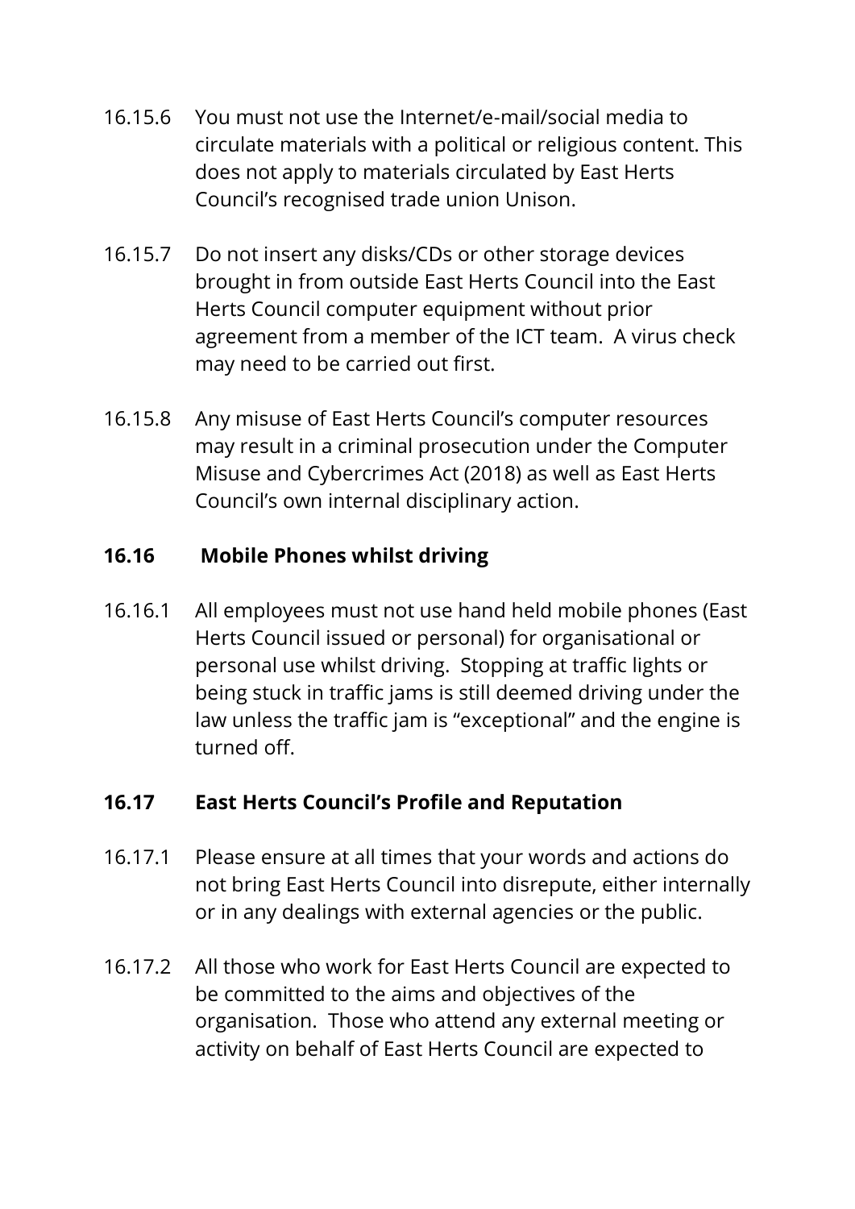16.15.6 You must not use the Internet/e-mail/social media to circulate materials with a political or religious content. This does not apply to materials circulated by East Herts Council's recognised trade union Unison.

16.15.7 Do not insert any disks/CDs or other storage devices brought in from outside East Herts Council into the East Herts Council computer equipment without prior agreement from a member of the ICT team. A virus check may need to be carried out first.

16.15.8 Any misuse of East Herts Council's computer resources may result in a criminal prosecution under the Computer Misuse and Cybercrimes Act (2018) as well as East Herts Council's own internal disciplinary action.

## 16.16 Mobile Phones whilst driving

16.16.1 All employees must not use hand held mobile phones (East Herts Council issued or personal) for organisational or personal use whilst driving. Stopping at traffic lights or being stuck in traffic jams is still deemed driving under the law unless the traffic jam is "exceptional" and the engine is turned off.

## 16.17 East Herts Council's Profile and Reputation

16.17.1 Please ensure at all times that your words and actions do not bring East Herts Council into disrepute, either internally or in any dealings with external agencies or the public.

16.17.2 All those who work for East Herts Council are expected to be committed to the aims and objectives of the organisation. Those who attend any external meeting or activity on behalf of East Herts Council are expected to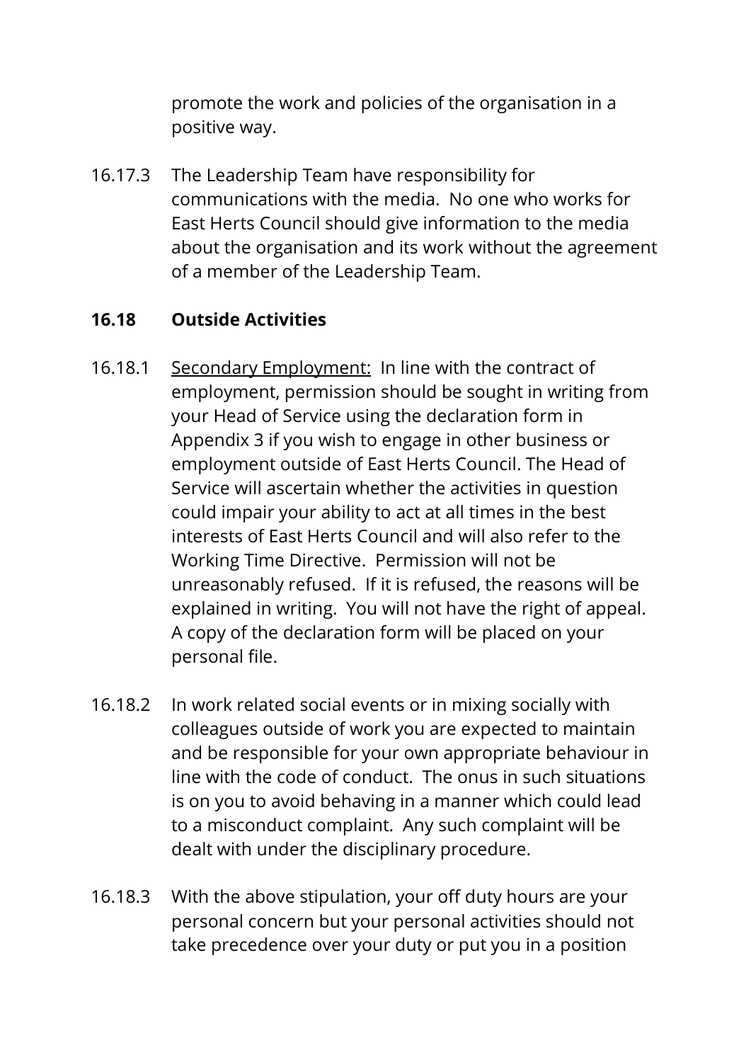promote the work and policies of the organisation in a positive way.

16.17.3 The Leadership Team have responsibility for communications with the media. No one who works for East Herts Council should give information to the media about the organisation and its work without the agreement of a member of the Leadership Team.

## 16.18 Outside Activities

16.18.1 Secondary Employment: In line with the contract of employment, permission should be sought in writing from your Head of Service using the declaration form in Appendix 3 if you wish to engage in other business or employment outside of East Herts Council. The Head of Service will ascertain whether the activities in question could impair your ability to act at all times in the best interests of East Herts Council and will also refer to the Working Time Directive. Permission will not be unreasonably refused. If it is refused, the reasons will be explained in writing. You will not have the right of appeal. A copy of the declaration form will be placed on your personal file.

16.18.2 In work related social events or in mixing socially with colleagues outside of work you are expected to maintain and be responsible for your own appropriate behaviour in line with the code of conduct. The onus in such situations is on you to avoid behaving in a manner which could lead to a misconduct complaint. Any such complaint will be dealt with under the disciplinary procedure.

16.18.3 With the above stipulation, your off duty hours are your personal concern but your personal activities should not take precedence over your duty or put you in a position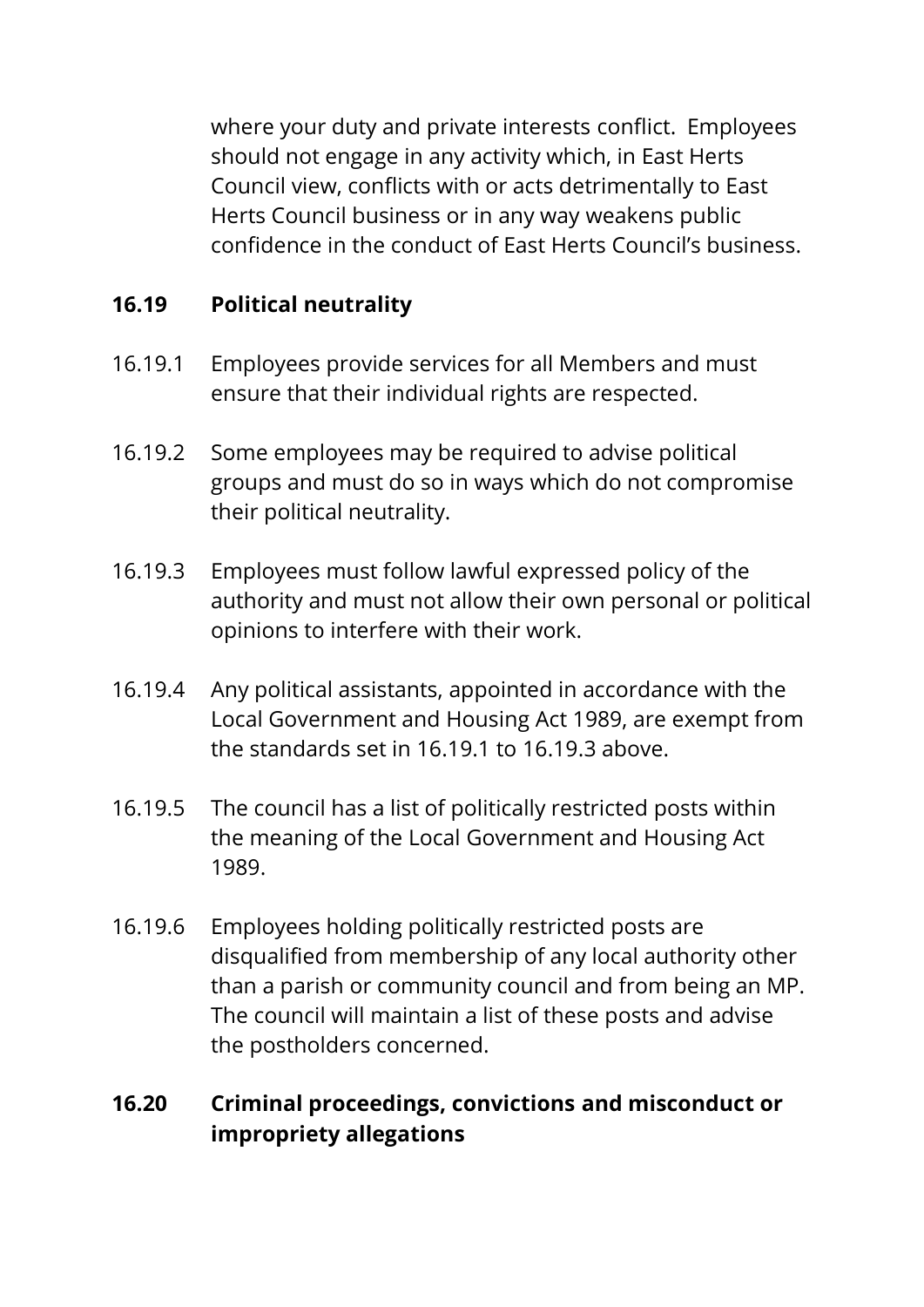where your duty and private interests conflict. Employees should not engage in any activity which, in East Herts Council view, conflicts with or acts detrimentally to East Herts Council business or in any way weakens public confidence in the conduct of East Herts Council's business.

### 16.19 Political neutrality

16.19.1 Employees provide services for all Members and must ensure that their individual rights are respected.

16.19.2 Some employees may be required to advise political groups and must do so in ways which do not compromise their political neutrality.

16.19.3 Employees must follow lawful expressed policy of the authority and must not allow their own personal or political opinions to interfere with their work.

16.19.4 Any political assistants, appointed in accordance with the Local Government and Housing Act 1989, are exempt from the standards set in 16.19.1 to 16.19.3 above.

16.19.5 The council has a list of politically restricted posts within the meaning of the Local Government and Housing Act 1989.

16.19.6 Employees holding politically restricted posts are disqualified from membership of any local authority other than a parish or community council and from being an MP. The council will maintain a list of these posts and advise the postholders concerned.

### 16.20 Criminal proceedings, convictions and misconduct or impropriety allegations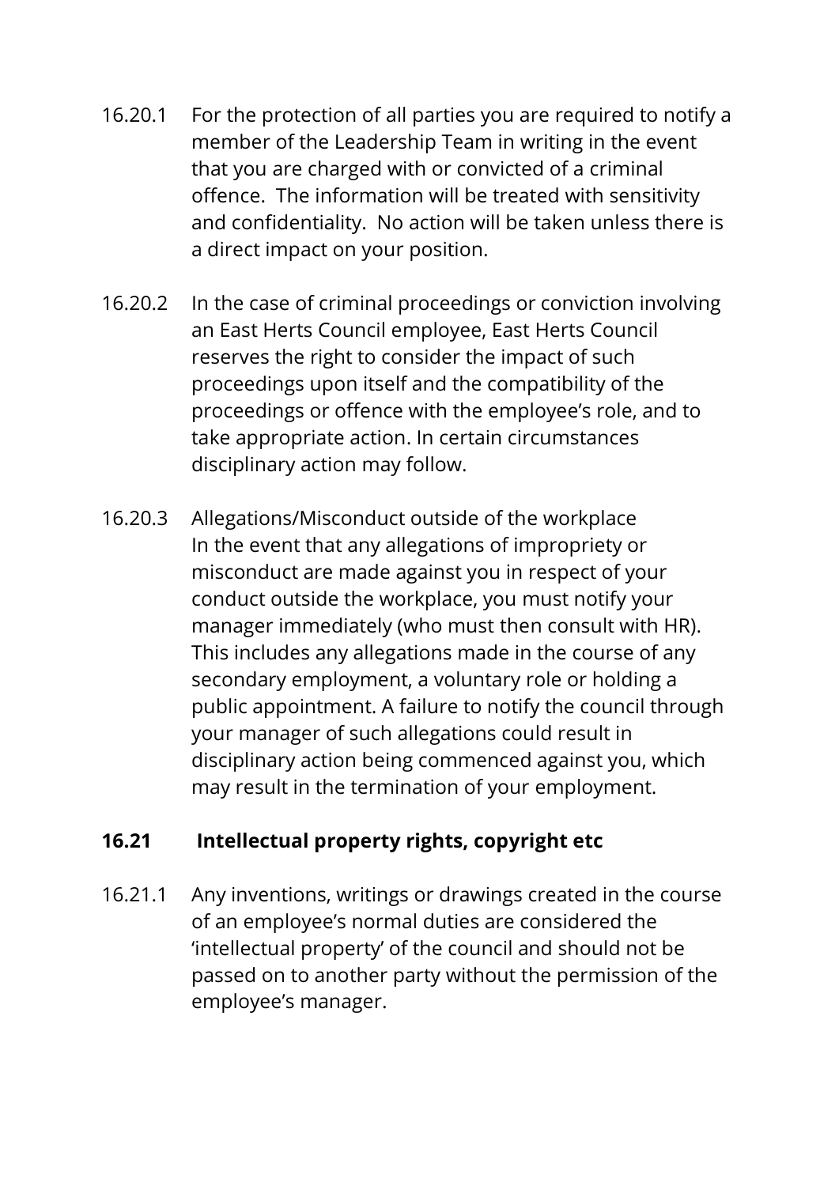16.20.1 For the protection of all parties you are required to notify a member of the Leadership Team in writing in the event that you are charged with or convicted of a criminal offence. The information will be treated with sensitivity and confidentiality. No action will be taken unless there is a direct impact on your position.

16.20.2 In the case of criminal proceedings or conviction involving an East Herts Council employee, East Herts Council reserves the right to consider the impact of such proceedings upon itself and the compatibility of the proceedings or offence with the employee's role, and to take appropriate action. In certain circumstances disciplinary action may follow.

16.20.3 Allegations/Misconduct outside of the workplace
In the event that any allegations of impropriety or misconduct are made against you in respect of your conduct outside the workplace, you must notify your manager immediately (who must then consult with HR). This includes any allegations made in the course of any secondary employment, a voluntary role or holding a public appointment. A failure to notify the council through your manager of such allegations could result in disciplinary action being commenced against you, which may result in the termination of your employment.

## 16.21 Intellectual property rights, copyright etc

16.21.1 Any inventions, writings or drawings created in the course of an employee's normal duties are considered the 'intellectual property' of the council and should not be passed on to another party without the permission of the employee's manager.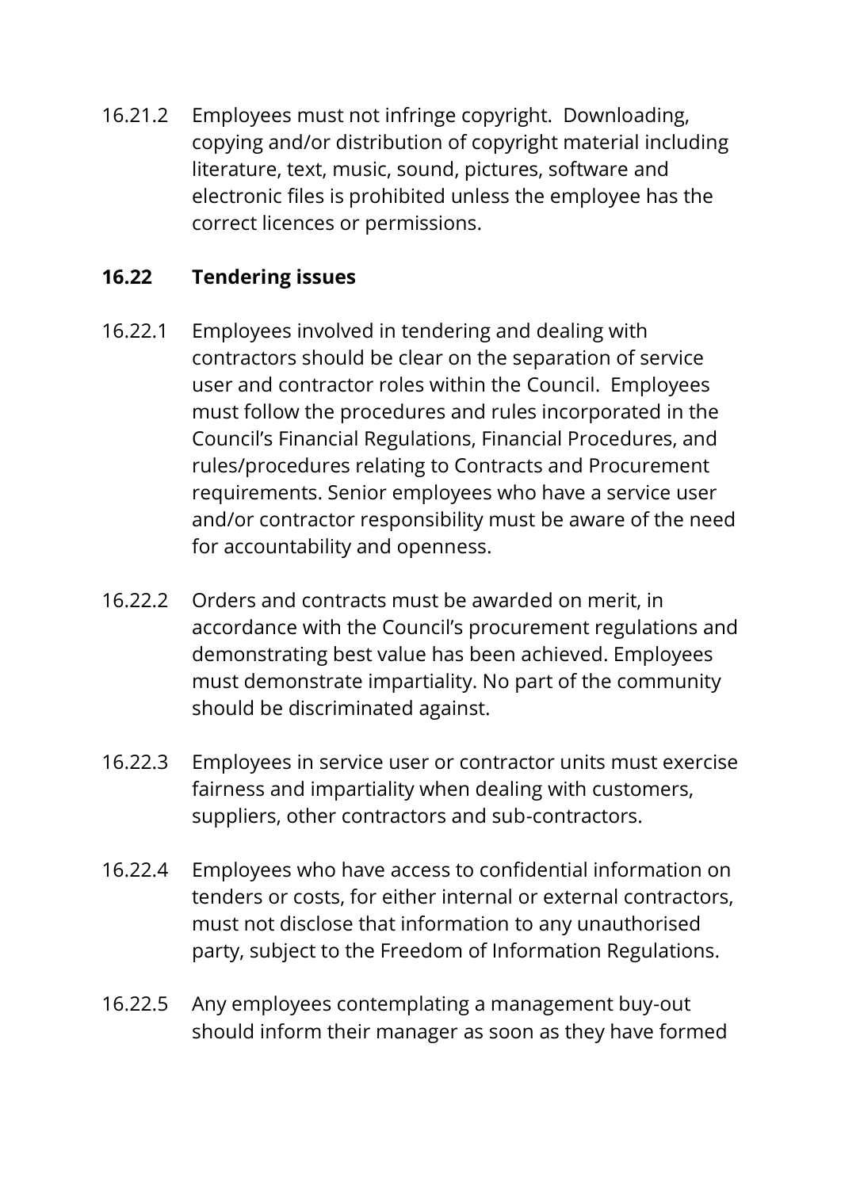16.21.2 Employees must not infringe copyright. Downloading, copying and/or distribution of copyright material including literature, text, music, sound, pictures, software and electronic files is prohibited unless the employee has the correct licences or permissions.

### 16.22 Tendering issues

16.22.1 Employees involved in tendering and dealing with contractors should be clear on the separation of service user and contractor roles within the Council. Employees must follow the procedures and rules incorporated in the Council's Financial Regulations, Financial Procedures, and rules/procedures relating to Contracts and Procurement requirements. Senior employees who have a service user and/or contractor responsibility must be aware of the need for accountability and openness.

16.22.2 Orders and contracts must be awarded on merit, in accordance with the Council's procurement regulations and demonstrating best value has been achieved. Employees must demonstrate impartiality. No part of the community should be discriminated against.

16.22.3 Employees in service user or contractor units must exercise fairness and impartiality when dealing with customers, suppliers, other contractors and sub-contractors.

16.22.4 Employees who have access to confidential information on tenders or costs, for either internal or external contractors, must not disclose that information to any unauthorised party, subject to the Freedom of Information Regulations.

16.22.5 Any employees contemplating a management buy-out should inform their manager as soon as they have formed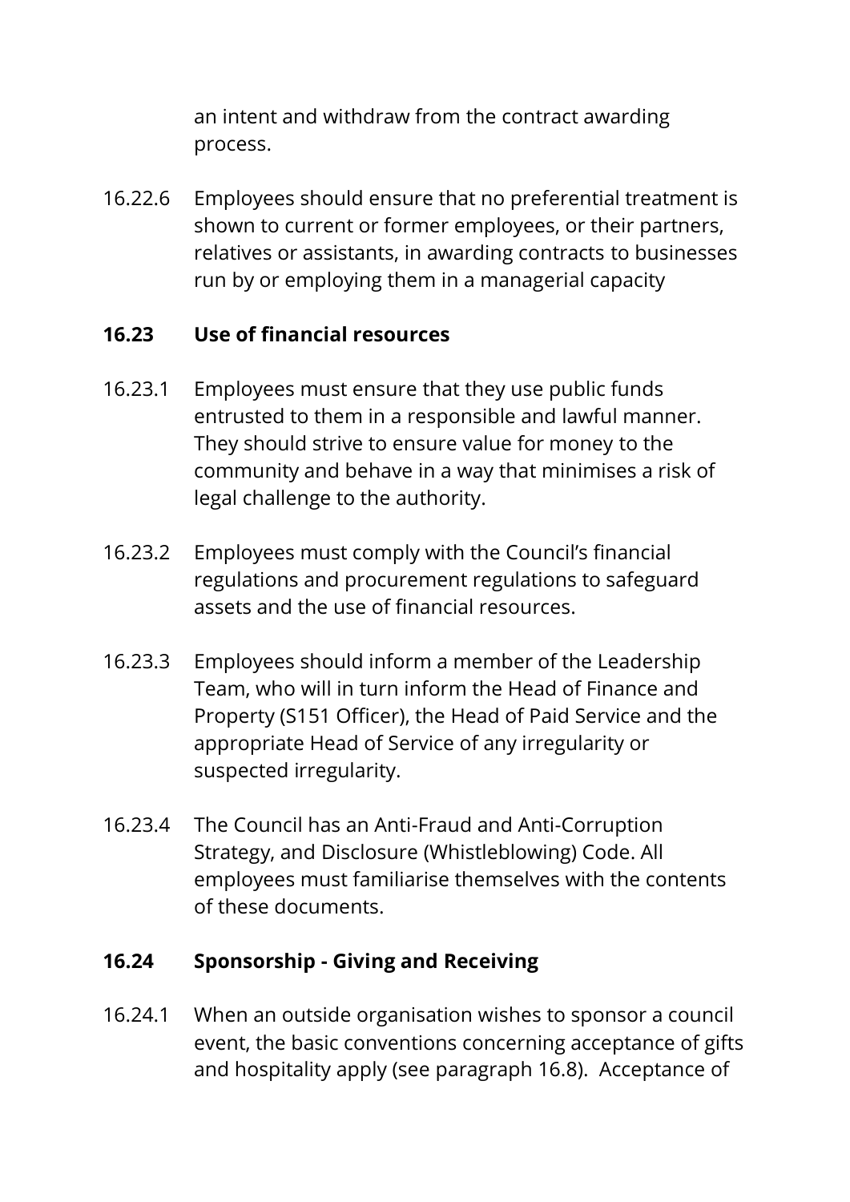an intent and withdraw from the contract awarding process.

16.22.6 Employees should ensure that no preferential treatment is shown to current or former employees, or their partners, relatives or assistants, in awarding contracts to businesses run by or employing them in a managerial capacity

### 16.23 Use of financial resources

16.23.1 Employees must ensure that they use public funds entrusted to them in a responsible and lawful manner. They should strive to ensure value for money to the community and behave in a way that minimises a risk of legal challenge to the authority.

16.23.2 Employees must comply with the Council's financial regulations and procurement regulations to safeguard assets and the use of financial resources.

16.23.3 Employees should inform a member of the Leadership Team, who will in turn inform the Head of Finance and Property (S151 Officer), the Head of Paid Service and the appropriate Head of Service of any irregularity or suspected irregularity.

16.23.4 The Council has an Anti-Fraud and Anti-Corruption Strategy, and Disclosure (Whistleblowing) Code. All employees must familiarise themselves with the contents of these documents.

### 16.24 Sponsorship - Giving and Receiving

16.24.1 When an outside organisation wishes to sponsor a council event, the basic conventions concerning acceptance of gifts and hospitality apply (see paragraph 16.8). Acceptance of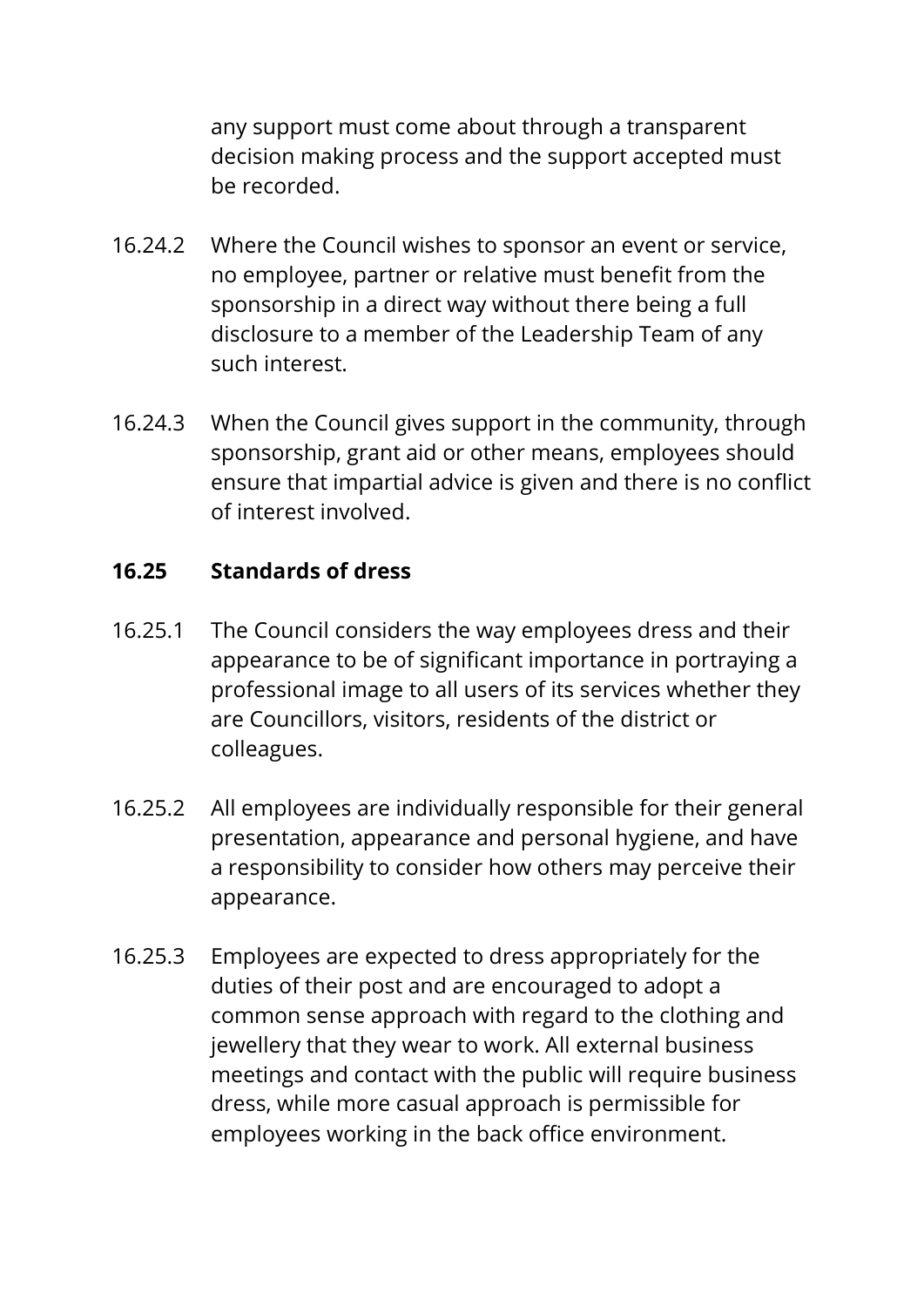any support must come about through a transparent decision making process and the support accepted must be recorded.

16.24.2 Where the Council wishes to sponsor an event or service, no employee, partner or relative must benefit from the sponsorship in a direct way without there being a full disclosure to a member of the Leadership Team of any such interest.

16.24.3 When the Council gives support in the community, through sponsorship, grant aid or other means, employees should ensure that impartial advice is given and there is no conflict of interest involved.

### 16.25 Standards of dress

16.25.1 The Council considers the way employees dress and their appearance to be of significant importance in portraying a professional image to all users of its services whether they are Councillors, visitors, residents of the district or colleagues.

16.25.2 All employees are individually responsible for their general presentation, appearance and personal hygiene, and have a responsibility to consider how others may perceive their appearance.

16.25.3 Employees are expected to dress appropriately for the duties of their post and are encouraged to adopt a common sense approach with regard to the clothing and jewellery that they wear to work. All external business meetings and contact with the public will require business dress, while more casual approach is permissible for employees working in the back office environment.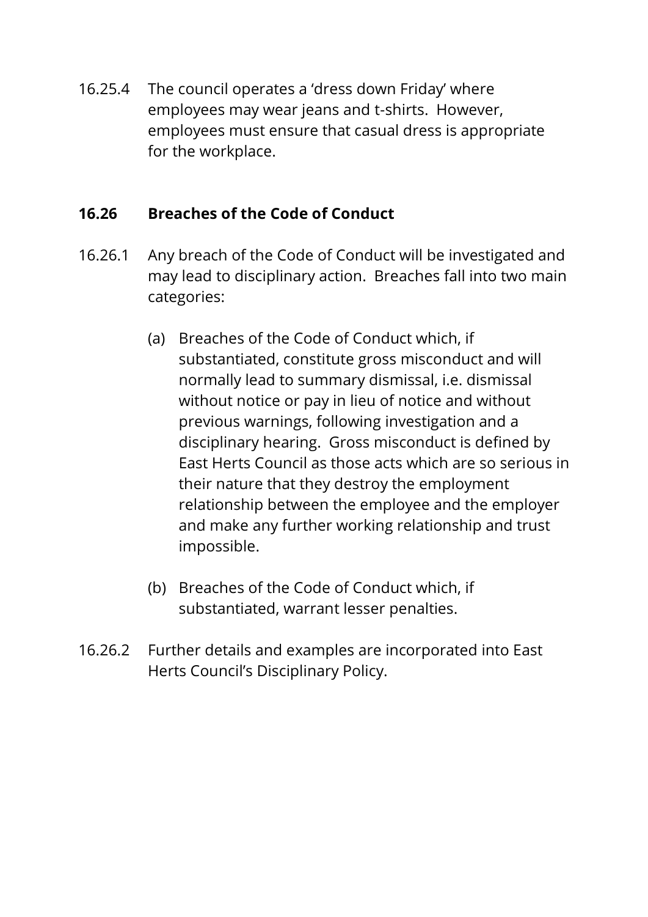16.25.4 The council operates a 'dress down Friday' where employees may wear jeans and t-shirts. However, employees must ensure that casual dress is appropriate for the workplace.

## 16.26 Breaches of the Code of Conduct

16.26.1 Any breach of the Code of Conduct will be investigated and may lead to disciplinary action. Breaches fall into two main categories:

(a) Breaches of the Code of Conduct which, if substantiated, constitute gross misconduct and will normally lead to summary dismissal, i.e. dismissal without notice or pay in lieu of notice and without previous warnings, following investigation and a disciplinary hearing. Gross misconduct is defined by East Herts Council as those acts which are so serious in their nature that they destroy the employment relationship between the employee and the employer and make any further working relationship and trust impossible.

(b) Breaches of the Code of Conduct which, if substantiated, warrant lesser penalties.

16.26.2 Further details and examples are incorporated into East Herts Council's Disciplinary Policy.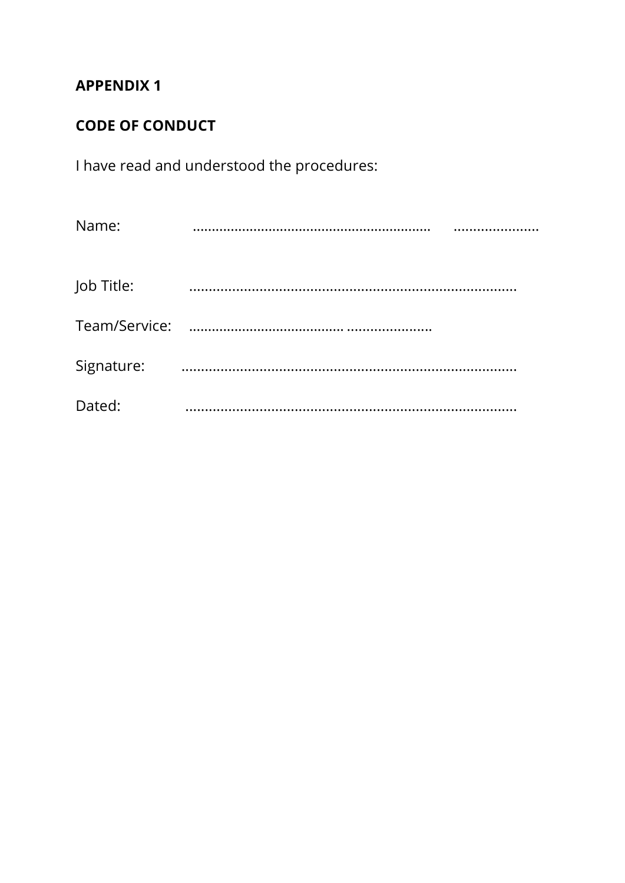**APPENDIX 1**

**CODE OF CONDUCT**

I have read and understood the procedures:

Name: ............................................................. ......................

Job Title: ..................................................................................

Team/Service: ...................................... ......................

Signature: .....................................................................................

Dated: ...................................................................................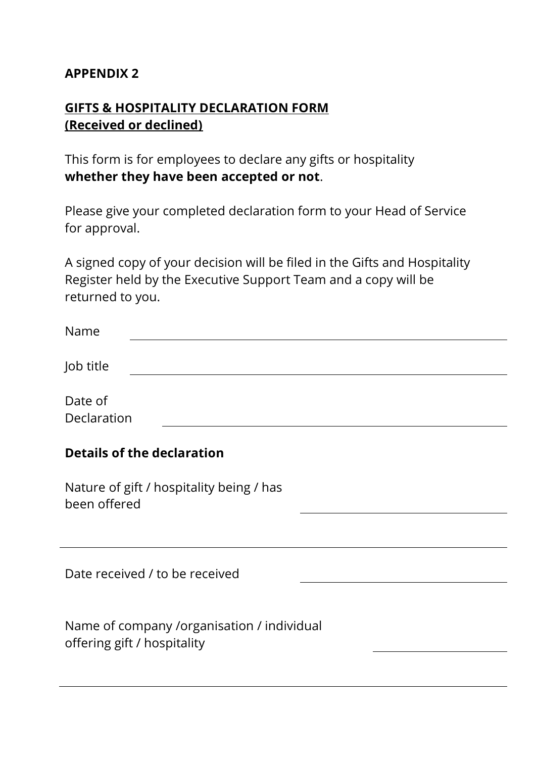**APPENDIX 2**

## GIFTS & HOSPITALITY DECLARATION FORM (Received or declined)

This form is for employees to declare any gifts or hospitality **whether they have been accepted or not**.

Please give your completed declaration form to your Head of Service for approval.

A signed copy of your decision will be filed in the Gifts and Hospitality Register held by the Executive Support Team and a copy will be returned to you.

Name \_\_\_\_\_\_\_\_\_\_\_\_\_\_\_\_\_\_\_\_\_\_\_\_\_\_\_\_\_\_\_\_\_\_\_\_\_\_\_\_

Job title \_\_\_\_\_\_\_\_\_\_\_\_\_\_\_\_\_\_\_\_\_\_\_\_\_\_\_\_\_\_\_\_\_\_\_\_\_\_\_\_

Date of Declaration \_\_\_\_\_\_\_\_\_\_\_\_\_\_\_\_\_\_\_\_\_\_\_\_\_\_\_\_\_\_\_\_\_\_\_\_\_\_\_\_

**Details of the declaration**

Nature of gift / hospitality being / has been offered \_\_\_\_\_\_\_\_\_\_\_\_\_\_\_\_\_\_\_\_\_\_\_\_

\_\_\_\_\_\_\_\_\_\_\_\_\_\_\_\_\_\_\_\_\_\_\_\_\_\_\_\_\_\_\_\_\_\_\_\_\_\_\_\_\_\_\_\_\_\_\_\_

Date received / to be received \_\_\_\_\_\_\_\_\_\_\_\_\_\_\_\_\_\_\_\_\_\_\_\_

Name of company /organisation / individual offering gift / hospitality \_\_\_\_\_\_\_\_\_\_\_\_\_\_\_\_

\_\_\_\_\_\_\_\_\_\_\_\_\_\_\_\_\_\_\_\_\_\_\_\_\_\_\_\_\_\_\_\_\_\_\_\_\_\_\_\_\_\_\_\_\_\_\_\_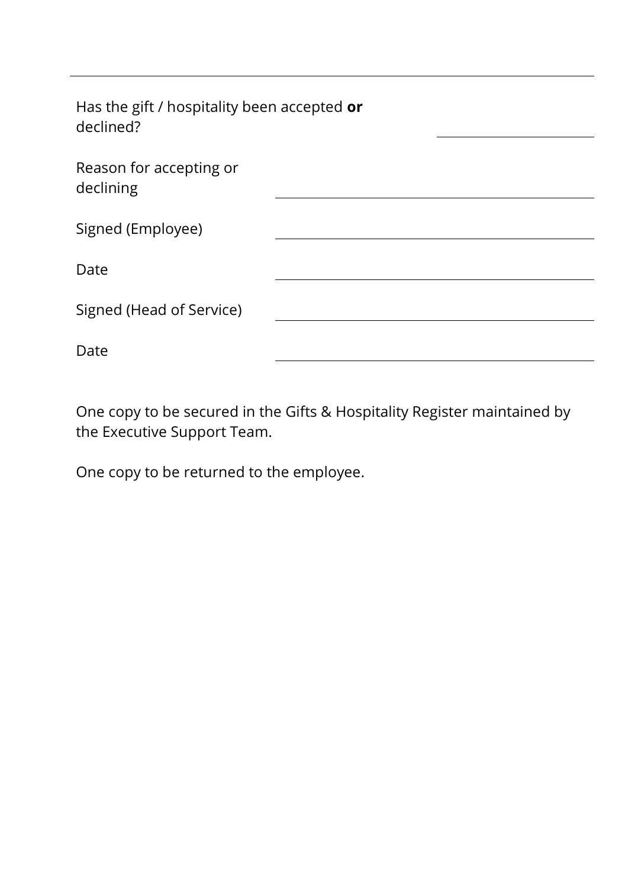---

| | |
|---|---|
| Has the gift / hospitality been accepted **or** declined? | |
| Reason for accepting or declining | |
| Signed (Employee) | |
| Date | |
| Signed (Head of Service) | |
| Date | |

One copy to be secured in the Gifts & Hospitality Register maintained by the Executive Support Team.

One copy to be returned to the employee.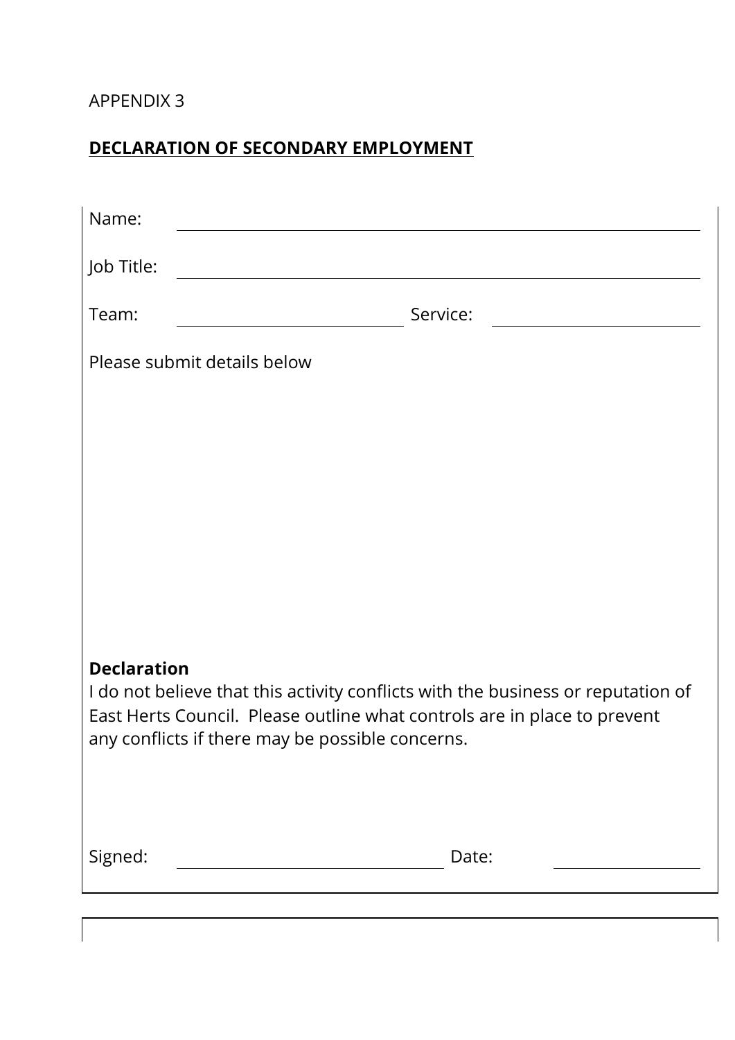APPENDIX 3

**DECLARATION OF SECONDARY EMPLOYMENT**

Name: \_\_\_\_\_\_\_\_\_\_\_\_\_\_\_\_\_\_\_\_\_\_\_\_\_\_\_\_\_\_\_\_\_\_\_\_\_\_\_\_

Job Title: \_\_\_\_\_\_\_\_\_\_\_\_\_\_\_\_\_\_\_\_\_\_\_\_\_\_\_\_\_\_\_\_\_\_\_\_\_\_\_\_

Team: \_\_\_\_\_\_\_\_\_\_\_\_\_\_\_\_\_\_\_\_ Service: \_\_\_\_\_\_\_\_\_\_\_\_\_\_\_\_\_\_\_\_

Please submit details below

**Declaration**

I do not believe that this activity conflicts with the business or reputation of East Herts Council. Please outline what controls are in place to prevent any conflicts if there may be possible concerns.

Signed: \_\_\_\_\_\_\_\_\_\_\_\_\_\_\_\_\_\_\_\_\_\_\_\_ Date: \_\_\_\_\_\_\_\_\_\_\_\_\_\_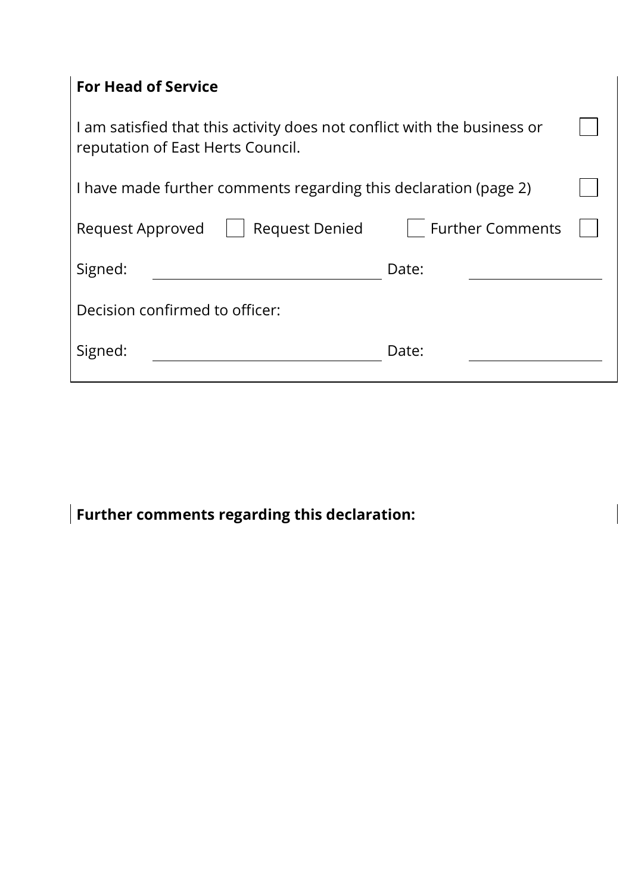**For Head of Service**

I am satisfied that this activity does not conflict with the business or reputation of East Herts Council. ☐

I have made further comments regarding this declaration (page 2) ☐

Request Approved ☐ Request Denied ☐ Further Comments ☐

Signed: \_\_\_\_\_\_\_\_\_\_\_\_\_\_\_\_\_\_\_\_\_\_\_\_ Date: \_\_\_\_\_\_\_\_\_\_\_\_\_\_

Decision confirmed to officer:

Signed: \_\_\_\_\_\_\_\_\_\_\_\_\_\_\_\_\_\_\_\_\_\_\_\_ Date: \_\_\_\_\_\_\_\_\_\_\_\_\_\_

**Further comments regarding this declaration:**